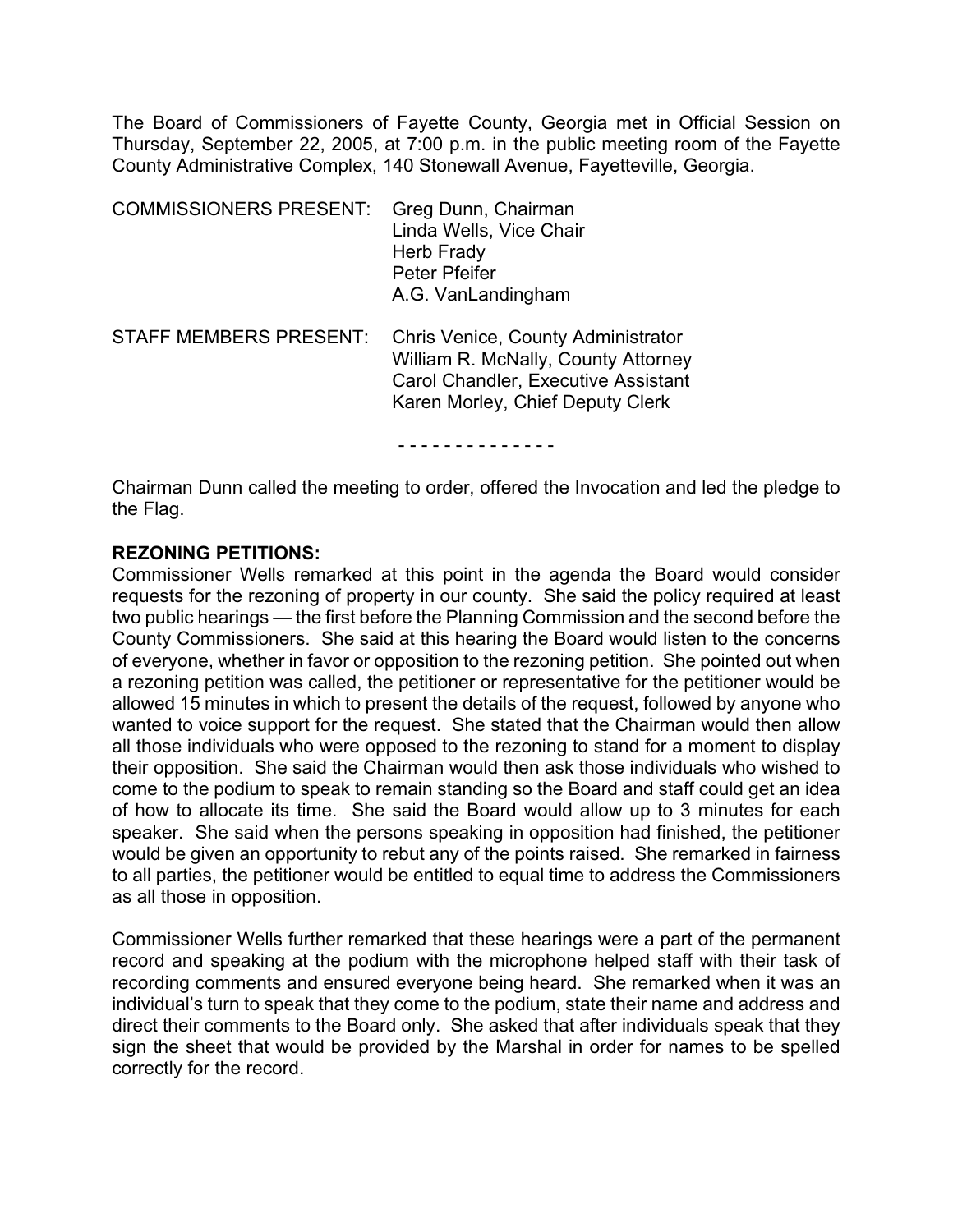The Board of Commissioners of Fayette County, Georgia met in Official Session on Thursday, September 22, 2005, at 7:00 p.m. in the public meeting room of the Fayette County Administrative Complex, 140 Stonewall Avenue, Fayetteville, Georgia.

COMMISSIONERS PRESENT: Greg Dunn, Chairman
Linda Wells, Vice Chair
Herb Frady
Peter Pfeifer
A.G. VanLandingham

STAFF MEMBERS PRESENT: Chris Venice, County Administrator
William R. McNally, County Attorney
Carol Chandler, Executive Assistant
Karen Morley, Chief Deputy Clerk

- - - - - - - - - - - - - -

Chairman Dunn called the meeting to order, offered the Invocation and led the pledge to the Flag.

**REZONING PETITIONS:**

Commissioner Wells remarked at this point in the agenda the Board would consider requests for the rezoning of property in our county. She said the policy required at least two public hearings — the first before the Planning Commission and the second before the County Commissioners. She said at this hearing the Board would listen to the concerns of everyone, whether in favor or opposition to the rezoning petition. She pointed out when a rezoning petition was called, the petitioner or representative for the petitioner would be allowed 15 minutes in which to present the details of the request, followed by anyone who wanted to voice support for the request. She stated that the Chairman would then allow all those individuals who were opposed to the rezoning to stand for a moment to display their opposition. She said the Chairman would then ask those individuals who wished to come to the podium to speak to remain standing so the Board and staff could get an idea of how to allocate its time. She said the Board would allow up to 3 minutes for each speaker. She said when the persons speaking in opposition had finished, the petitioner would be given an opportunity to rebut any of the points raised. She remarked in fairness to all parties, the petitioner would be entitled to equal time to address the Commissioners as all those in opposition.

Commissioner Wells further remarked that these hearings were a part of the permanent record and speaking at the podium with the microphone helped staff with their task of recording comments and ensured everyone being heard. She remarked when it was an individual's turn to speak that they come to the podium, state their name and address and direct their comments to the Board only. She asked that after individuals speak that they sign the sheet that would be provided by the Marshal in order for names to be spelled correctly for the record.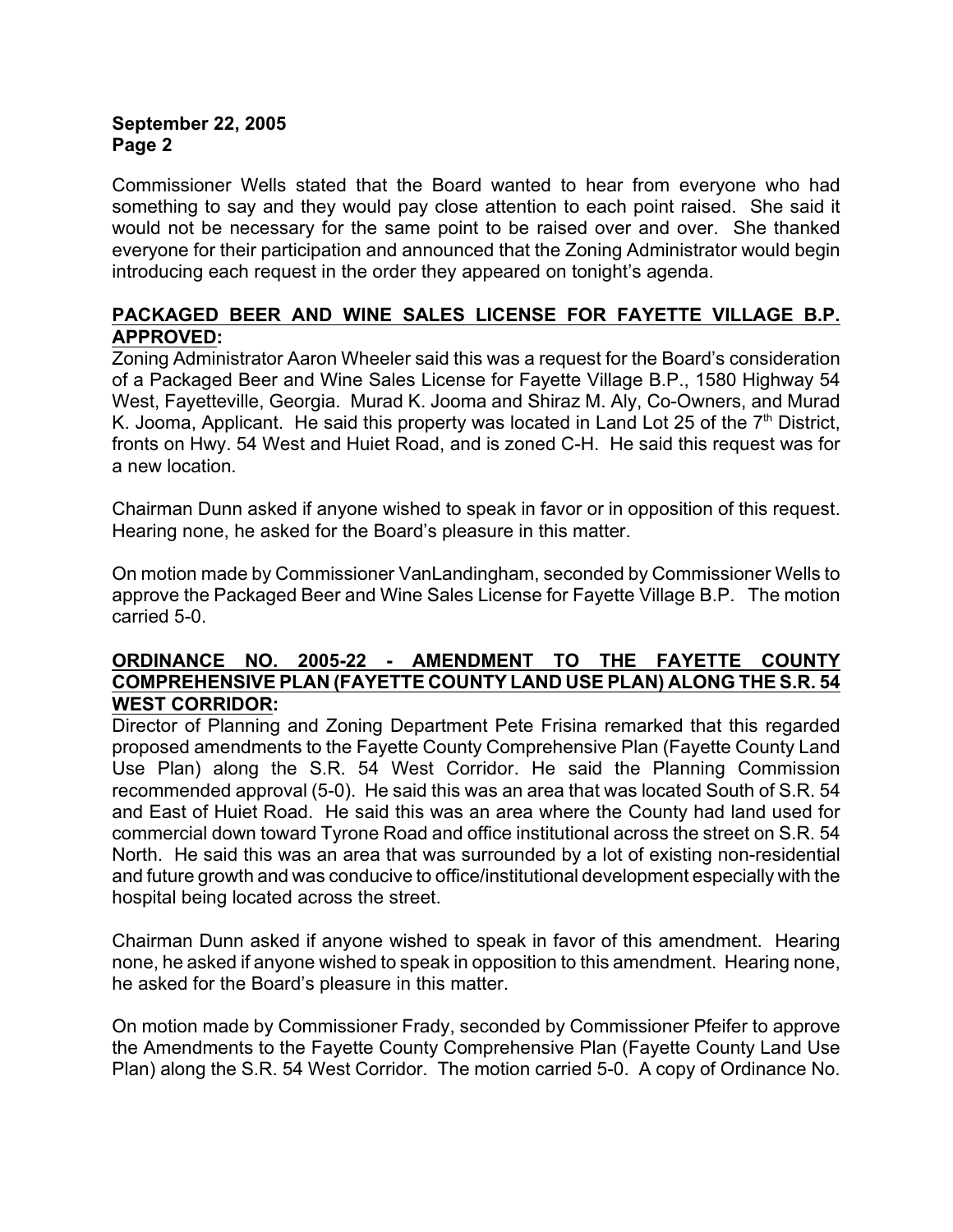Commissioner Wells stated that the Board wanted to hear from everyone who had something to say and they would pay close attention to each point raised. She said it would not be necessary for the same point to be raised over and over. She thanked everyone for their participation and announced that the Zoning Administrator would begin introducing each request in the order they appeared on tonight's agenda.

**PACKAGED BEER AND WINE SALES LICENSE FOR FAYETTE VILLAGE B.P. APPROVED:**

Zoning Administrator Aaron Wheeler said this was a request for the Board's consideration of a Packaged Beer and Wine Sales License for Fayette Village B.P., 1580 Highway 54 West, Fayetteville, Georgia. Murad K. Jooma and Shiraz M. Aly, Co-Owners, and Murad K. Jooma, Applicant. He said this property was located in Land Lot 25 of the 7th District, fronts on Hwy. 54 West and Huiet Road, and is zoned C-H. He said this request was for a new location.

Chairman Dunn asked if anyone wished to speak in favor or in opposition of this request. Hearing none, he asked for the Board's pleasure in this matter.

On motion made by Commissioner VanLandingham, seconded by Commissioner Wells to approve the Packaged Beer and Wine Sales License for Fayette Village B.P. The motion carried 5-0.

**ORDINANCE NO. 2005-22 - AMENDMENT TO THE FAYETTE COUNTY COMPREHENSIVE PLAN (FAYETTE COUNTY LAND USE PLAN) ALONG THE S.R. 54 WEST CORRIDOR:**

Director of Planning and Zoning Department Pete Frisina remarked that this regarded proposed amendments to the Fayette County Comprehensive Plan (Fayette County Land Use Plan) along the S.R. 54 West Corridor. He said the Planning Commission recommended approval (5-0). He said this was an area that was located South of S.R. 54 and East of Huiet Road. He said this was an area where the County had land used for commercial down toward Tyrone Road and office institutional across the street on S.R. 54 North. He said this was an area that was surrounded by a lot of existing non-residential and future growth and was conducive to office/institutional development especially with the hospital being located across the street.

Chairman Dunn asked if anyone wished to speak in favor of this amendment. Hearing none, he asked if anyone wished to speak in opposition to this amendment. Hearing none, he asked for the Board's pleasure in this matter.

On motion made by Commissioner Frady, seconded by Commissioner Pfeifer to approve the Amendments to the Fayette County Comprehensive Plan (Fayette County Land Use Plan) along the S.R. 54 West Corridor. The motion carried 5-0. A copy of Ordinance No.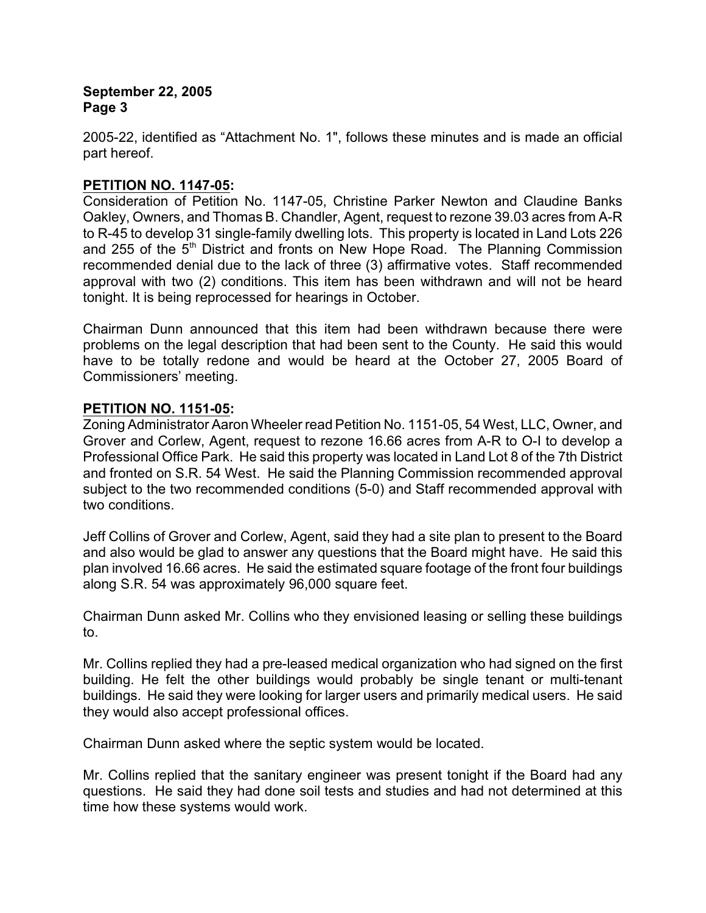2005-22, identified as “Attachment No. 1", follows these minutes and is made an official part hereof.

**PETITION NO. 1147-05:**
Consideration of Petition No. 1147-05, Christine Parker Newton and Claudine Banks Oakley, Owners, and Thomas B. Chandler, Agent, request to rezone 39.03 acres from A-R to R-45 to develop 31 single-family dwelling lots. This property is located in Land Lots 226 and 255 of the 5th District and fronts on New Hope Road. The Planning Commission recommended denial due to the lack of three (3) affirmative votes. Staff recommended approval with two (2) conditions. This item has been withdrawn and will not be heard tonight. It is being reprocessed for hearings in October.

Chairman Dunn announced that this item had been withdrawn because there were problems on the legal description that had been sent to the County. He said this would have to be totally redone and would be heard at the October 27, 2005 Board of Commissioners' meeting.

**PETITION NO. 1151-05:**
Zoning Administrator Aaron Wheeler read Petition No. 1151-05, 54 West, LLC, Owner, and Grover and Corlew, Agent, request to rezone 16.66 acres from A-R to O-I to develop a Professional Office Park. He said this property was located in Land Lot 8 of the 7th District and fronted on S.R. 54 West. He said the Planning Commission recommended approval subject to the two recommended conditions (5-0) and Staff recommended approval with two conditions.

Jeff Collins of Grover and Corlew, Agent, said they had a site plan to present to the Board and also would be glad to answer any questions that the Board might have. He said this plan involved 16.66 acres. He said the estimated square footage of the front four buildings along S.R. 54 was approximately 96,000 square feet.

Chairman Dunn asked Mr. Collins who they envisioned leasing or selling these buildings to.

Mr. Collins replied they had a pre-leased medical organization who had signed on the first building. He felt the other buildings would probably be single tenant or multi-tenant buildings. He said they were looking for larger users and primarily medical users. He said they would also accept professional offices.

Chairman Dunn asked where the septic system would be located.

Mr. Collins replied that the sanitary engineer was present tonight if the Board had any questions. He said they had done soil tests and studies and had not determined at this time how these systems would work.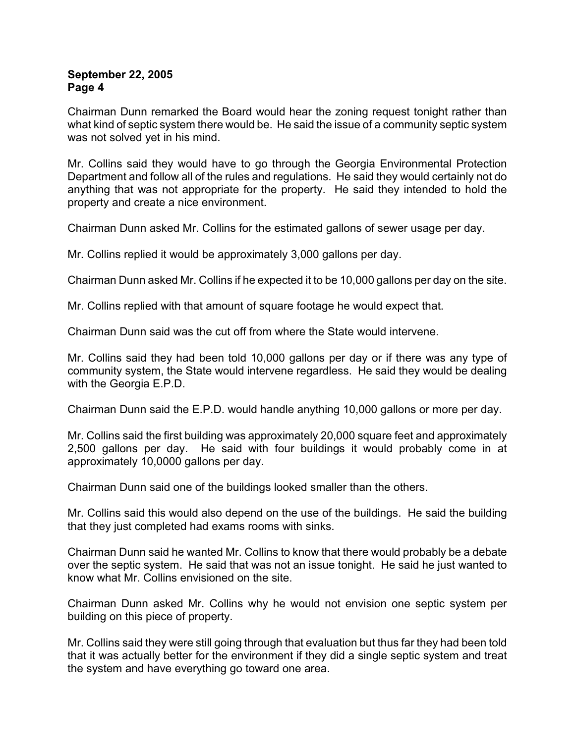Chairman Dunn remarked the Board would hear the zoning request tonight rather than what kind of septic system there would be. He said the issue of a community septic system was not solved yet in his mind.

Mr. Collins said they would have to go through the Georgia Environmental Protection Department and follow all of the rules and regulations. He said they would certainly not do anything that was not appropriate for the property. He said they intended to hold the property and create a nice environment.

Chairman Dunn asked Mr. Collins for the estimated gallons of sewer usage per day.

Mr. Collins replied it would be approximately 3,000 gallons per day.

Chairman Dunn asked Mr. Collins if he expected it to be 10,000 gallons per day on the site.

Mr. Collins replied with that amount of square footage he would expect that.

Chairman Dunn said was the cut off from where the State would intervene.

Mr. Collins said they had been told 10,000 gallons per day or if there was any type of community system, the State would intervene regardless. He said they would be dealing with the Georgia E.P.D.

Chairman Dunn said the E.P.D. would handle anything 10,000 gallons or more per day.

Mr. Collins said the first building was approximately 20,000 square feet and approximately 2,500 gallons per day. He said with four buildings it would probably come in at approximately 10,0000 gallons per day.

Chairman Dunn said one of the buildings looked smaller than the others.

Mr. Collins said this would also depend on the use of the buildings. He said the building that they just completed had exams rooms with sinks.

Chairman Dunn said he wanted Mr. Collins to know that there would probably be a debate over the septic system. He said that was not an issue tonight. He said he just wanted to know what Mr. Collins envisioned on the site.

Chairman Dunn asked Mr. Collins why he would not envision one septic system per building on this piece of property.

Mr. Collins said they were still going through that evaluation but thus far they had been told that it was actually better for the environment if they did a single septic system and treat the system and have everything go toward one area.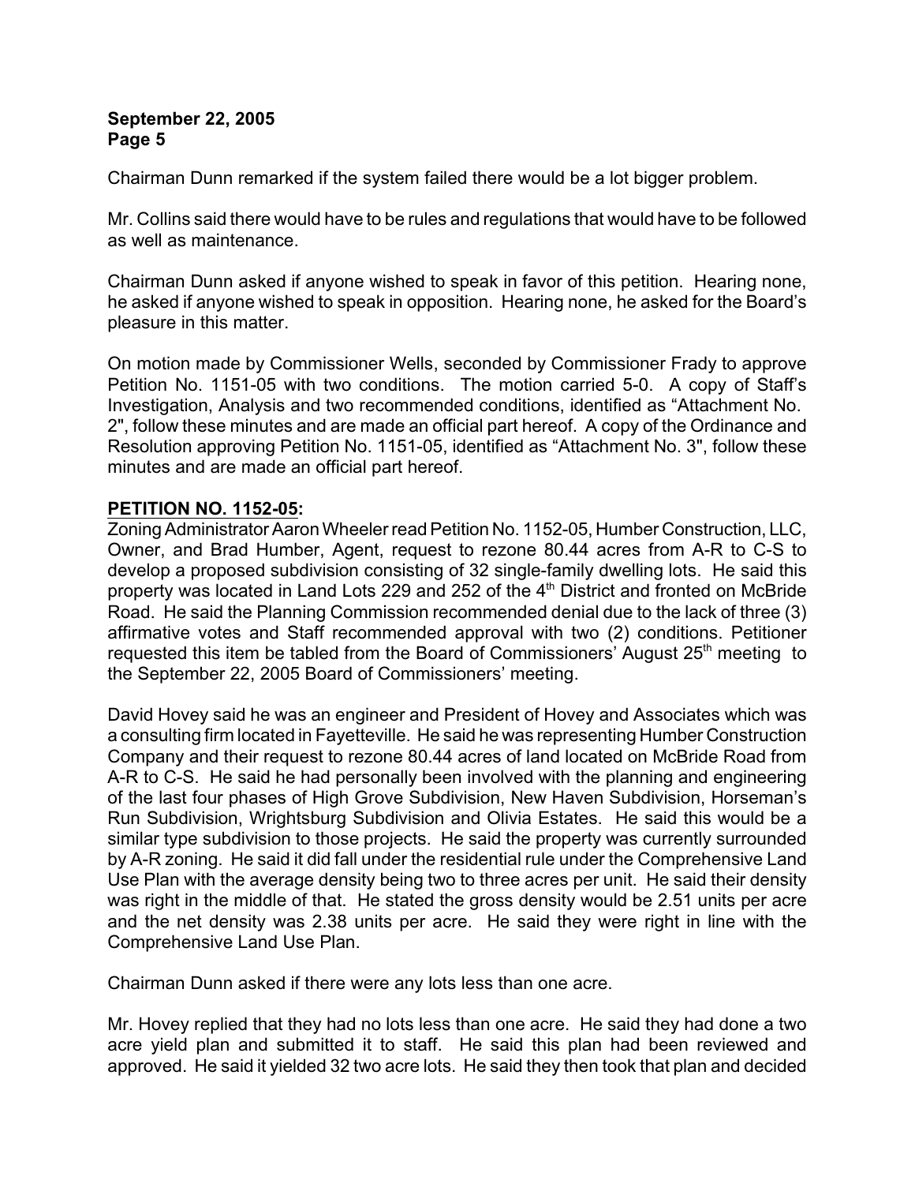Chairman Dunn remarked if the system failed there would be a lot bigger problem.

Mr. Collins said there would have to be rules and regulations that would have to be followed as well as maintenance.

Chairman Dunn asked if anyone wished to speak in favor of this petition. Hearing none, he asked if anyone wished to speak in opposition. Hearing none, he asked for the Board's pleasure in this matter.

On motion made by Commissioner Wells, seconded by Commissioner Frady to approve Petition No. 1151-05 with two conditions. The motion carried 5-0. A copy of Staff's Investigation, Analysis and two recommended conditions, identified as "Attachment No. 2", follow these minutes and are made an official part hereof. A copy of the Ordinance and Resolution approving Petition No. 1151-05, identified as "Attachment No. 3", follow these minutes and are made an official part hereof.

**PETITION NO. 1152-05:**

Zoning Administrator Aaron Wheeler read Petition No. 1152-05, Humber Construction, LLC, Owner, and Brad Humber, Agent, request to rezone 80.44 acres from A-R to C-S to develop a proposed subdivision consisting of 32 single-family dwelling lots. He said this property was located in Land Lots 229 and 252 of the 4th District and fronted on McBride Road. He said the Planning Commission recommended denial due to the lack of three (3) affirmative votes and Staff recommended approval with two (2) conditions. Petitioner requested this item be tabled from the Board of Commissioners' August 25th meeting to the September 22, 2005 Board of Commissioners' meeting.

David Hovey said he was an engineer and President of Hovey and Associates which was a consulting firm located in Fayetteville. He said he was representing Humber Construction Company and their request to rezone 80.44 acres of land located on McBride Road from A-R to C-S. He said he had personally been involved with the planning and engineering of the last four phases of High Grove Subdivision, New Haven Subdivision, Horseman's Run Subdivision, Wrightsburg Subdivision and Olivia Estates. He said this would be a similar type subdivision to those projects. He said the property was currently surrounded by A-R zoning. He said it did fall under the residential rule under the Comprehensive Land Use Plan with the average density being two to three acres per unit. He said their density was right in the middle of that. He stated the gross density would be 2.51 units per acre and the net density was 2.38 units per acre. He said they were right in line with the Comprehensive Land Use Plan.

Chairman Dunn asked if there were any lots less than one acre.

Mr. Hovey replied that they had no lots less than one acre. He said they had done a two acre yield plan and submitted it to staff. He said this plan had been reviewed and approved. He said it yielded 32 two acre lots. He said they then took that plan and decided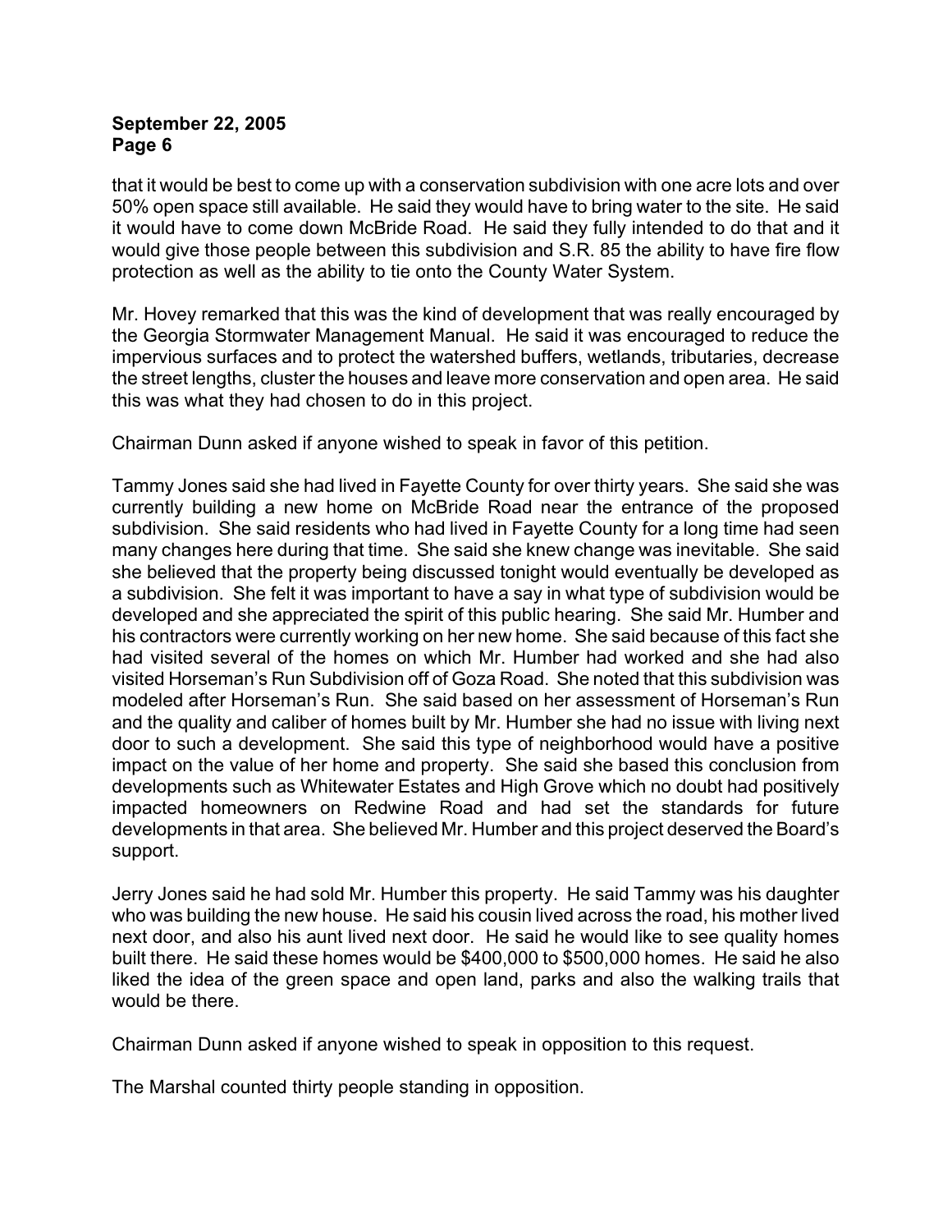that it would be best to come up with a conservation subdivision with one acre lots and over 50% open space still available. He said they would have to bring water to the site. He said it would have to come down McBride Road. He said they fully intended to do that and it would give those people between this subdivision and S.R. 85 the ability to have fire flow protection as well as the ability to tie onto the County Water System.

Mr. Hovey remarked that this was the kind of development that was really encouraged by the Georgia Stormwater Management Manual. He said it was encouraged to reduce the impervious surfaces and to protect the watershed buffers, wetlands, tributaries, decrease the street lengths, cluster the houses and leave more conservation and open area. He said this was what they had chosen to do in this project.

Chairman Dunn asked if anyone wished to speak in favor of this petition.

Tammy Jones said she had lived in Fayette County for over thirty years. She said she was currently building a new home on McBride Road near the entrance of the proposed subdivision. She said residents who had lived in Fayette County for a long time had seen many changes here during that time. She said she knew change was inevitable. She said she believed that the property being discussed tonight would eventually be developed as a subdivision. She felt it was important to have a say in what type of subdivision would be developed and she appreciated the spirit of this public hearing. She said Mr. Humber and his contractors were currently working on her new home. She said because of this fact she had visited several of the homes on which Mr. Humber had worked and she had also visited Horseman's Run Subdivision off of Goza Road. She noted that this subdivision was modeled after Horseman's Run. She said based on her assessment of Horseman's Run and the quality and caliber of homes built by Mr. Humber she had no issue with living next door to such a development. She said this type of neighborhood would have a positive impact on the value of her home and property. She said she based this conclusion from developments such as Whitewater Estates and High Grove which no doubt had positively impacted homeowners on Redwine Road and had set the standards for future developments in that area. She believed Mr. Humber and this project deserved the Board's support.

Jerry Jones said he had sold Mr. Humber this property. He said Tammy was his daughter who was building the new house. He said his cousin lived across the road, his mother lived next door, and also his aunt lived next door. He said he would like to see quality homes built there. He said these homes would be $400,000 to $500,000 homes. He said he also liked the idea of the green space and open land, parks and also the walking trails that would be there.

Chairman Dunn asked if anyone wished to speak in opposition to this request.

The Marshal counted thirty people standing in opposition.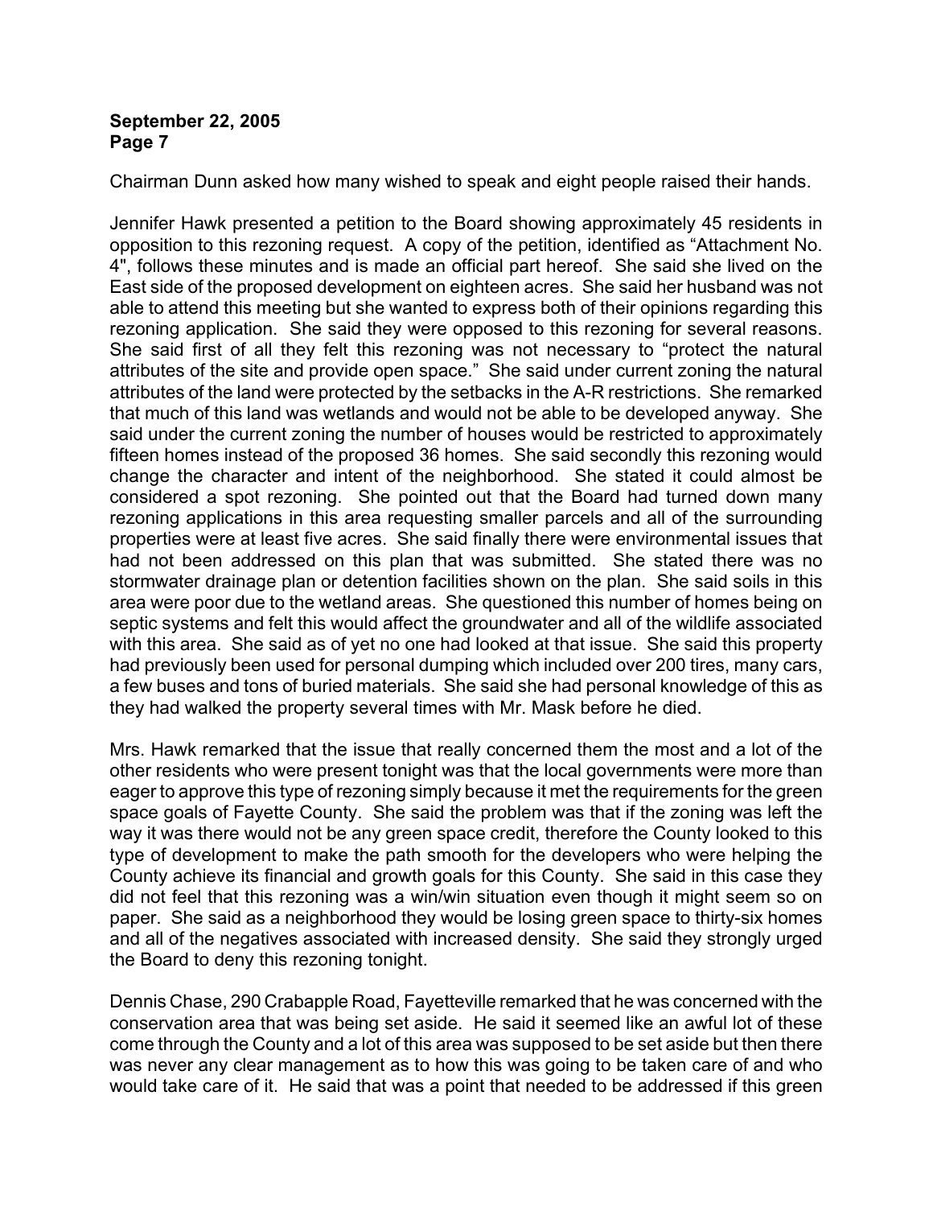Chairman Dunn asked how many wished to speak and eight people raised their hands.

Jennifer Hawk presented a petition to the Board showing approximately 45 residents in opposition to this rezoning request. A copy of the petition, identified as "Attachment No. 4", follows these minutes and is made an official part hereof. She said she lived on the East side of the proposed development on eighteen acres. She said her husband was not able to attend this meeting but she wanted to express both of their opinions regarding this rezoning application. She said they were opposed to this rezoning for several reasons. She said first of all they felt this rezoning was not necessary to "protect the natural attributes of the site and provide open space." She said under current zoning the natural attributes of the land were protected by the setbacks in the A-R restrictions. She remarked that much of this land was wetlands and would not be able to be developed anyway. She said under the current zoning the number of houses would be restricted to approximately fifteen homes instead of the proposed 36 homes. She said secondly this rezoning would change the character and intent of the neighborhood. She stated it could almost be considered a spot rezoning. She pointed out that the Board had turned down many rezoning applications in this area requesting smaller parcels and all of the surrounding properties were at least five acres. She said finally there were environmental issues that had not been addressed on this plan that was submitted. She stated there was no stormwater drainage plan or detention facilities shown on the plan. She said soils in this area were poor due to the wetland areas. She questioned this number of homes being on septic systems and felt this would affect the groundwater and all of the wildlife associated with this area. She said as of yet no one had looked at that issue. She said this property had previously been used for personal dumping which included over 200 tires, many cars, a few buses and tons of buried materials. She said she had personal knowledge of this as they had walked the property several times with Mr. Mask before he died.

Mrs. Hawk remarked that the issue that really concerned them the most and a lot of the other residents who were present tonight was that the local governments were more than eager to approve this type of rezoning simply because it met the requirements for the green space goals of Fayette County. She said the problem was that if the zoning was left the way it was there would not be any green space credit, therefore the County looked to this type of development to make the path smooth for the developers who were helping the County achieve its financial and growth goals for this County. She said in this case they did not feel that this rezoning was a win/win situation even though it might seem so on paper. She said as a neighborhood they would be losing green space to thirty-six homes and all of the negatives associated with increased density. She said they strongly urged the Board to deny this rezoning tonight.

Dennis Chase, 290 Crabapple Road, Fayetteville remarked that he was concerned with the conservation area that was being set aside. He said it seemed like an awful lot of these come through the County and a lot of this area was supposed to be set aside but then there was never any clear management as to how this was going to be taken care of and who would take care of it. He said that was a point that needed to be addressed if this green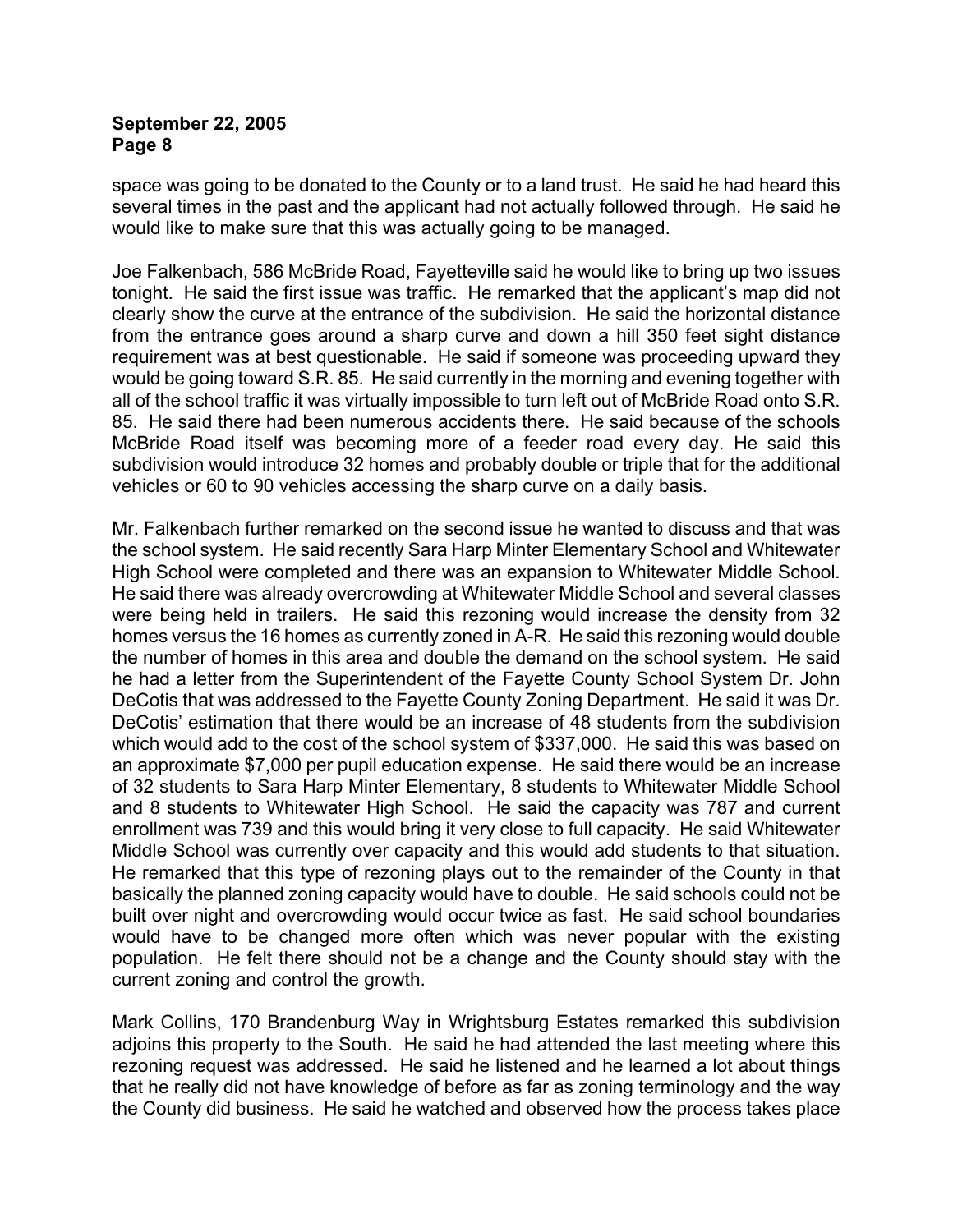space was going to be donated to the County or to a land trust. He said he had heard this several times in the past and the applicant had not actually followed through. He said he would like to make sure that this was actually going to be managed.

Joe Falkenbach, 586 McBride Road, Fayetteville said he would like to bring up two issues tonight. He said the first issue was traffic. He remarked that the applicant's map did not clearly show the curve at the entrance of the subdivision. He said the horizontal distance from the entrance goes around a sharp curve and down a hill 350 feet sight distance requirement was at best questionable. He said if someone was proceeding upward they would be going toward S.R. 85. He said currently in the morning and evening together with all of the school traffic it was virtually impossible to turn left out of McBride Road onto S.R. 85. He said there had been numerous accidents there. He said because of the schools McBride Road itself was becoming more of a feeder road every day. He said this subdivision would introduce 32 homes and probably double or triple that for the additional vehicles or 60 to 90 vehicles accessing the sharp curve on a daily basis.

Mr. Falkenbach further remarked on the second issue he wanted to discuss and that was the school system. He said recently Sara Harp Minter Elementary School and Whitewater High School were completed and there was an expansion to Whitewater Middle School. He said there was already overcrowding at Whitewater Middle School and several classes were being held in trailers. He said this rezoning would increase the density from 32 homes versus the 16 homes as currently zoned in A-R. He said this rezoning would double the number of homes in this area and double the demand on the school system. He said he had a letter from the Superintendent of the Fayette County School System Dr. John DeCotis that was addressed to the Fayette County Zoning Department. He said it was Dr. DeCotis' estimation that there would be an increase of 48 students from the subdivision which would add to the cost of the school system of $337,000. He said this was based on an approximate $7,000 per pupil education expense. He said there would be an increase of 32 students to Sara Harp Minter Elementary, 8 students to Whitewater Middle School and 8 students to Whitewater High School. He said the capacity was 787 and current enrollment was 739 and this would bring it very close to full capacity. He said Whitewater Middle School was currently over capacity and this would add students to that situation. He remarked that this type of rezoning plays out to the remainder of the County in that basically the planned zoning capacity would have to double. He said schools could not be built over night and overcrowding would occur twice as fast. He said school boundaries would have to be changed more often which was never popular with the existing population. He felt there should not be a change and the County should stay with the current zoning and control the growth.

Mark Collins, 170 Brandenburg Way in Wrightsburg Estates remarked this subdivision adjoins this property to the South. He said he had attended the last meeting where this rezoning request was addressed. He said he listened and he learned a lot about things that he really did not have knowledge of before as far as zoning terminology and the way the County did business. He said he watched and observed how the process takes place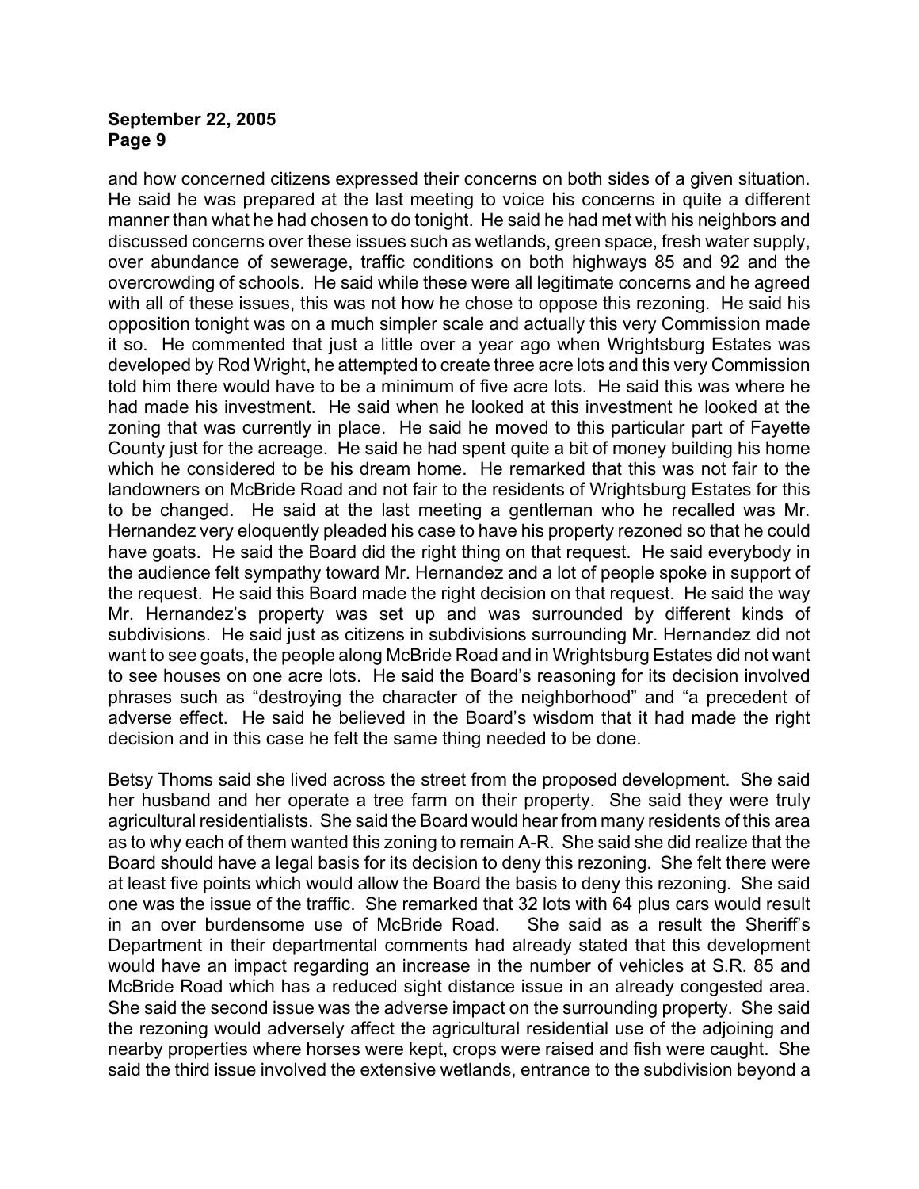and how concerned citizens expressed their concerns on both sides of a given situation. He said he was prepared at the last meeting to voice his concerns in quite a different manner than what he had chosen to do tonight. He said he had met with his neighbors and discussed concerns over these issues such as wetlands, green space, fresh water supply, over abundance of sewerage, traffic conditions on both highways 85 and 92 and the overcrowding of schools. He said while these were all legitimate concerns and he agreed with all of these issues, this was not how he chose to oppose this rezoning. He said his opposition tonight was on a much simpler scale and actually this very Commission made it so. He commented that just a little over a year ago when Wrightsburg Estates was developed by Rod Wright, he attempted to create three acre lots and this very Commission told him there would have to be a minimum of five acre lots. He said this was where he had made his investment. He said when he looked at this investment he looked at the zoning that was currently in place. He said he moved to this particular part of Fayette County just for the acreage. He said he had spent quite a bit of money building his home which he considered to be his dream home. He remarked that this was not fair to the landowners on McBride Road and not fair to the residents of Wrightsburg Estates for this to be changed. He said at the last meeting a gentleman who he recalled was Mr. Hernandez very eloquently pleaded his case to have his property rezoned so that he could have goats. He said the Board did the right thing on that request. He said everybody in the audience felt sympathy toward Mr. Hernandez and a lot of people spoke in support of the request. He said this Board made the right decision on that request. He said the way Mr. Hernandez's property was set up and was surrounded by different kinds of subdivisions. He said just as citizens in subdivisions surrounding Mr. Hernandez did not want to see goats, the people along McBride Road and in Wrightsburg Estates did not want to see houses on one acre lots. He said the Board's reasoning for its decision involved phrases such as "destroying the character of the neighborhood" and "a precedent of adverse effect. He said he believed in the Board's wisdom that it had made the right decision and in this case he felt the same thing needed to be done.

Betsy Thoms said she lived across the street from the proposed development. She said her husband and her operate a tree farm on their property. She said they were truly agricultural residentialists. She said the Board would hear from many residents of this area as to why each of them wanted this zoning to remain A-R. She said she did realize that the Board should have a legal basis for its decision to deny this rezoning. She felt there were at least five points which would allow the Board the basis to deny this rezoning. She said one was the issue of the traffic. She remarked that 32 lots with 64 plus cars would result in an over burdensome use of McBride Road. She said as a result the Sheriff's Department in their departmental comments had already stated that this development would have an impact regarding an increase in the number of vehicles at S.R. 85 and McBride Road which has a reduced sight distance issue in an already congested area. She said the second issue was the adverse impact on the surrounding property. She said the rezoning would adversely affect the agricultural residential use of the adjoining and nearby properties where horses were kept, crops were raised and fish were caught. She said the third issue involved the extensive wetlands, entrance to the subdivision beyond a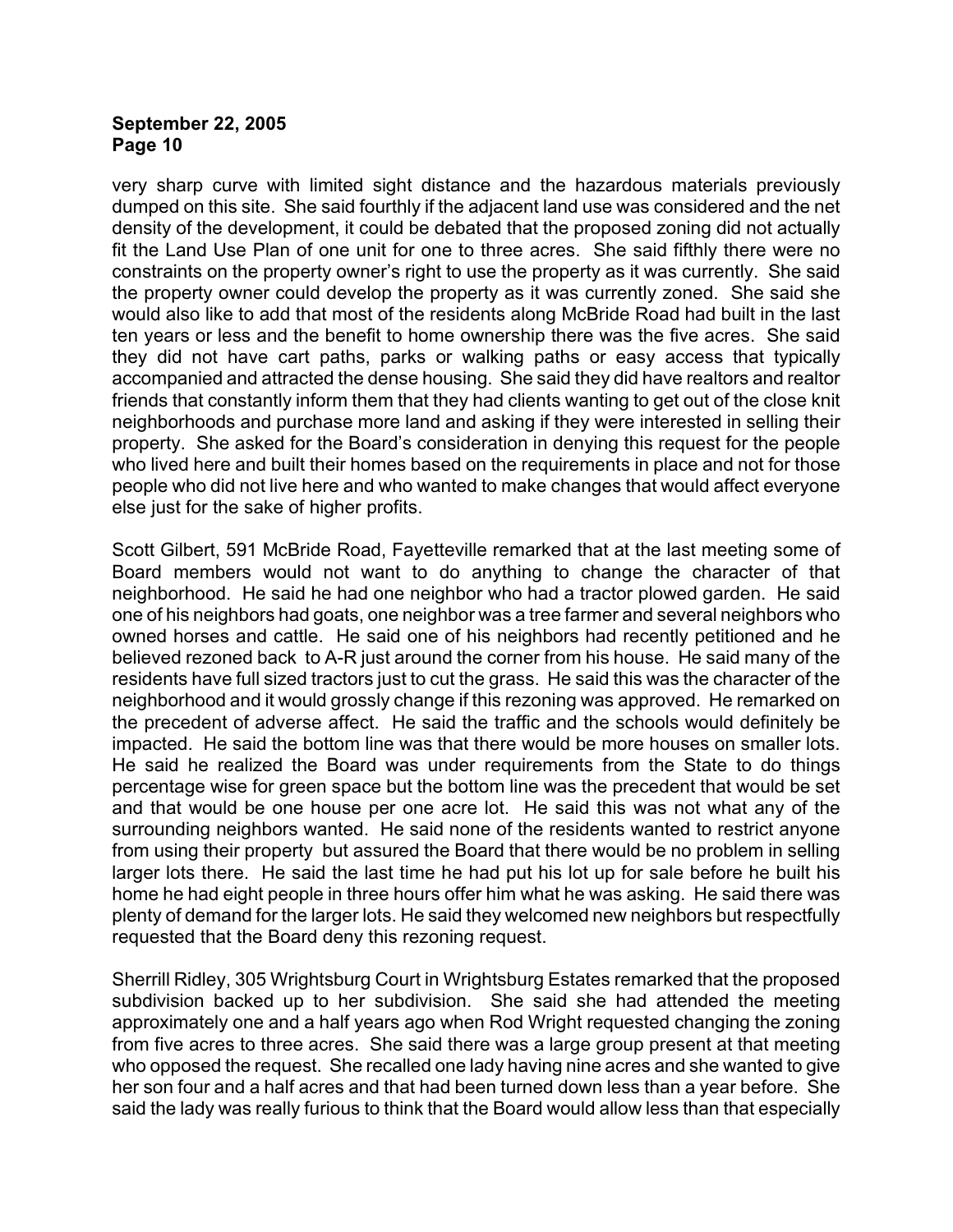very sharp curve with limited sight distance and the hazardous materials previously dumped on this site. She said fourthly if the adjacent land use was considered and the net density of the development, it could be debated that the proposed zoning did not actually fit the Land Use Plan of one unit for one to three acres. She said fifthly there were no constraints on the property owner's right to use the property as it was currently. She said the property owner could develop the property as it was currently zoned. She said she would also like to add that most of the residents along McBride Road had built in the last ten years or less and the benefit to home ownership there was the five acres. She said they did not have cart paths, parks or walking paths or easy access that typically accompanied and attracted the dense housing. She said they did have realtors and realtor friends that constantly inform them that they had clients wanting to get out of the close knit neighborhoods and purchase more land and asking if they were interested in selling their property. She asked for the Board's consideration in denying this request for the people who lived here and built their homes based on the requirements in place and not for those people who did not live here and who wanted to make changes that would affect everyone else just for the sake of higher profits.

Scott Gilbert, 591 McBride Road, Fayetteville remarked that at the last meeting some of Board members would not want to do anything to change the character of that neighborhood. He said he had one neighbor who had a tractor plowed garden. He said one of his neighbors had goats, one neighbor was a tree farmer and several neighbors who owned horses and cattle. He said one of his neighbors had recently petitioned and he believed rezoned back to A-R just around the corner from his house. He said many of the residents have full sized tractors just to cut the grass. He said this was the character of the neighborhood and it would grossly change if this rezoning was approved. He remarked on the precedent of adverse affect. He said the traffic and the schools would definitely be impacted. He said the bottom line was that there would be more houses on smaller lots. He said he realized the Board was under requirements from the State to do things percentage wise for green space but the bottom line was the precedent that would be set and that would be one house per one acre lot. He said this was not what any of the surrounding neighbors wanted. He said none of the residents wanted to restrict anyone from using their property but assured the Board that there would be no problem in selling larger lots there. He said the last time he had put his lot up for sale before he built his home he had eight people in three hours offer him what he was asking. He said there was plenty of demand for the larger lots. He said they welcomed new neighbors but respectfully requested that the Board deny this rezoning request.

Sherrill Ridley, 305 Wrightsburg Court in Wrightsburg Estates remarked that the proposed subdivision backed up to her subdivision. She said she had attended the meeting approximately one and a half years ago when Rod Wright requested changing the zoning from five acres to three acres. She said there was a large group present at that meeting who opposed the request. She recalled one lady having nine acres and she wanted to give her son four and a half acres and that had been turned down less than a year before. She said the lady was really furious to think that the Board would allow less than that especially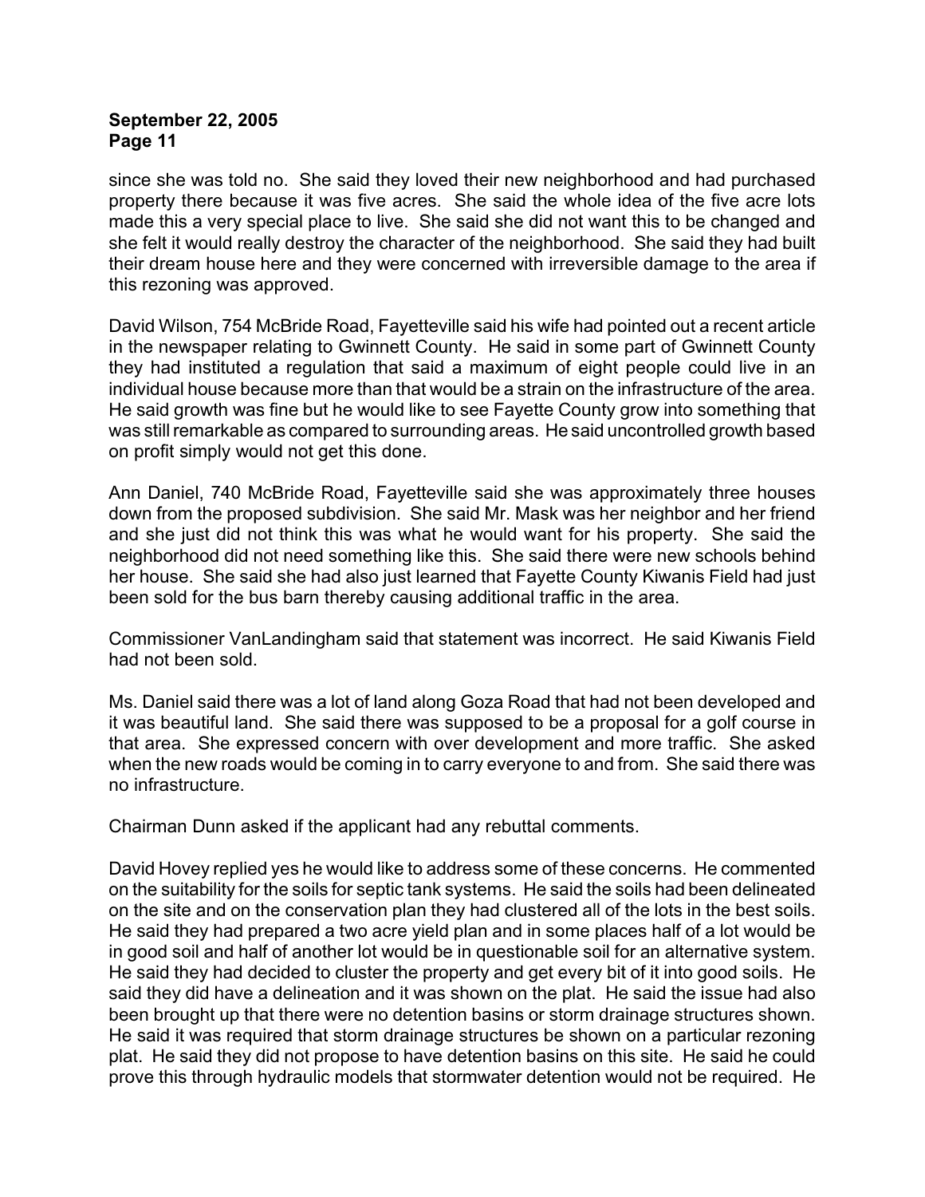since she was told no. She said they loved their new neighborhood and had purchased property there because it was five acres. She said the whole idea of the five acre lots made this a very special place to live. She said she did not want this to be changed and she felt it would really destroy the character of the neighborhood. She said they had built their dream house here and they were concerned with irreversible damage to the area if this rezoning was approved.

David Wilson, 754 McBride Road, Fayetteville said his wife had pointed out a recent article in the newspaper relating to Gwinnett County. He said in some part of Gwinnett County they had instituted a regulation that said a maximum of eight people could live in an individual house because more than that would be a strain on the infrastructure of the area. He said growth was fine but he would like to see Fayette County grow into something that was still remarkable as compared to surrounding areas. He said uncontrolled growth based on profit simply would not get this done.

Ann Daniel, 740 McBride Road, Fayetteville said she was approximately three houses down from the proposed subdivision. She said Mr. Mask was her neighbor and her friend and she just did not think this was what he would want for his property. She said the neighborhood did not need something like this. She said there were new schools behind her house. She said she had also just learned that Fayette County Kiwanis Field had just been sold for the bus barn thereby causing additional traffic in the area.

Commissioner VanLandingham said that statement was incorrect. He said Kiwanis Field had not been sold.

Ms. Daniel said there was a lot of land along Goza Road that had not been developed and it was beautiful land. She said there was supposed to be a proposal for a golf course in that area. She expressed concern with over development and more traffic. She asked when the new roads would be coming in to carry everyone to and from. She said there was no infrastructure.

Chairman Dunn asked if the applicant had any rebuttal comments.

David Hovey replied yes he would like to address some of these concerns. He commented on the suitability for the soils for septic tank systems. He said the soils had been delineated on the site and on the conservation plan they had clustered all of the lots in the best soils. He said they had prepared a two acre yield plan and in some places half of a lot would be in good soil and half of another lot would be in questionable soil for an alternative system. He said they had decided to cluster the property and get every bit of it into good soils. He said they did have a delineation and it was shown on the plat. He said the issue had also been brought up that there were no detention basins or storm drainage structures shown. He said it was required that storm drainage structures be shown on a particular rezoning plat. He said they did not propose to have detention basins on this site. He said he could prove this through hydraulic models that stormwater detention would not be required. He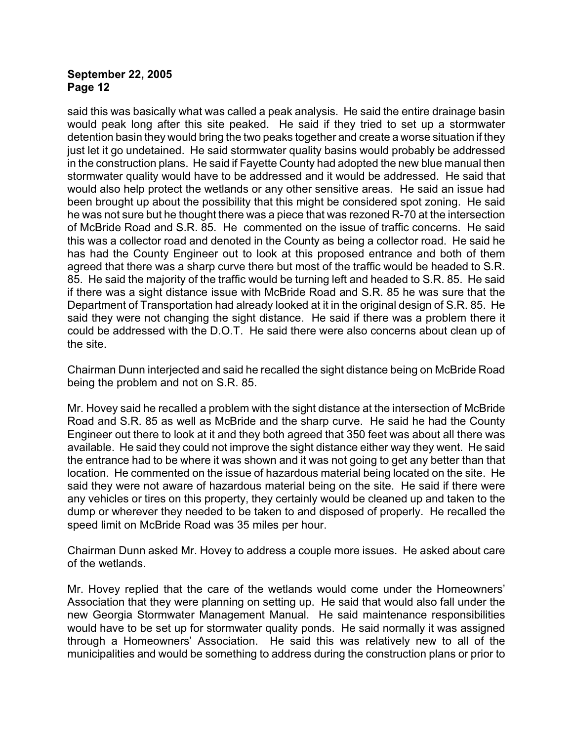said this was basically what was called a peak analysis. He said the entire drainage basin would peak long after this site peaked. He said if they tried to set up a stormwater detention basin they would bring the two peaks together and create a worse situation if they just let it go undetained. He said stormwater quality basins would probably be addressed in the construction plans. He said if Fayette County had adopted the new blue manual then stormwater quality would have to be addressed and it would be addressed. He said that would also help protect the wetlands or any other sensitive areas. He said an issue had been brought up about the possibility that this might be considered spot zoning. He said he was not sure but he thought there was a piece that was rezoned R-70 at the intersection of McBride Road and S.R. 85. He commented on the issue of traffic concerns. He said this was a collector road and denoted in the County as being a collector road. He said he has had the County Engineer out to look at this proposed entrance and both of them agreed that there was a sharp curve there but most of the traffic would be headed to S.R. 85. He said the majority of the traffic would be turning left and headed to S.R. 85. He said if there was a sight distance issue with McBride Road and S.R. 85 he was sure that the Department of Transportation had already looked at it in the original design of S.R. 85. He said they were not changing the sight distance. He said if there was a problem there it could be addressed with the D.O.T. He said there were also concerns about clean up of the site.

Chairman Dunn interjected and said he recalled the sight distance being on McBride Road being the problem and not on S.R. 85.

Mr. Hovey said he recalled a problem with the sight distance at the intersection of McBride Road and S.R. 85 as well as McBride and the sharp curve. He said he had the County Engineer out there to look at it and they both agreed that 350 feet was about all there was available. He said they could not improve the sight distance either way they went. He said the entrance had to be where it was shown and it was not going to get any better than that location. He commented on the issue of hazardous material being located on the site. He said they were not aware of hazardous material being on the site. He said if there were any vehicles or tires on this property, they certainly would be cleaned up and taken to the dump or wherever they needed to be taken to and disposed of properly. He recalled the speed limit on McBride Road was 35 miles per hour.

Chairman Dunn asked Mr. Hovey to address a couple more issues. He asked about care of the wetlands.

Mr. Hovey replied that the care of the wetlands would come under the Homeowners' Association that they were planning on setting up. He said that would also fall under the new Georgia Stormwater Management Manual. He said maintenance responsibilities would have to be set up for stormwater quality ponds. He said normally it was assigned through a Homeowners' Association. He said this was relatively new to all of the municipalities and would be something to address during the construction plans or prior to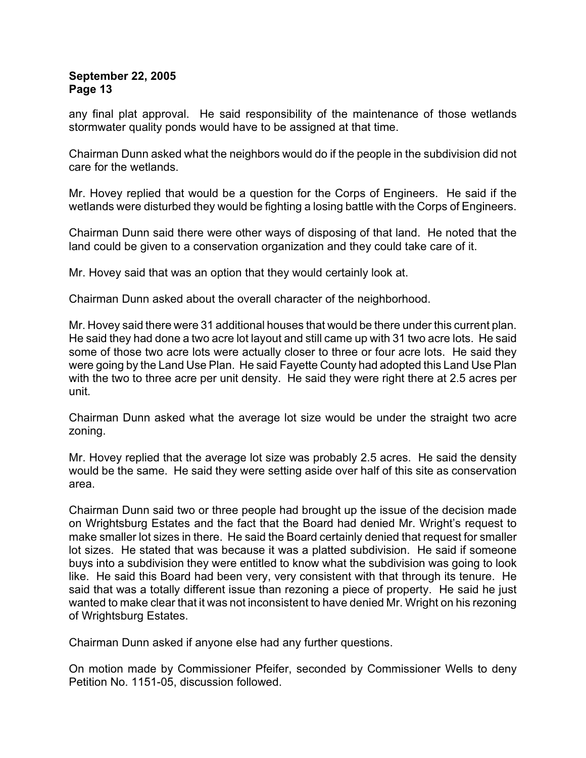any final plat approval. He said responsibility of the maintenance of those wetlands stormwater quality ponds would have to be assigned at that time.

Chairman Dunn asked what the neighbors would do if the people in the subdivision did not care for the wetlands.

Mr. Hovey replied that would be a question for the Corps of Engineers. He said if the wetlands were disturbed they would be fighting a losing battle with the Corps of Engineers.

Chairman Dunn said there were other ways of disposing of that land. He noted that the land could be given to a conservation organization and they could take care of it.

Mr. Hovey said that was an option that they would certainly look at.

Chairman Dunn asked about the overall character of the neighborhood.

Mr. Hovey said there were 31 additional houses that would be there under this current plan. He said they had done a two acre lot layout and still came up with 31 two acre lots. He said some of those two acre lots were actually closer to three or four acre lots. He said they were going by the Land Use Plan. He said Fayette County had adopted this Land Use Plan with the two to three acre per unit density. He said they were right there at 2.5 acres per unit.

Chairman Dunn asked what the average lot size would be under the straight two acre zoning.

Mr. Hovey replied that the average lot size was probably 2.5 acres. He said the density would be the same. He said they were setting aside over half of this site as conservation area.

Chairman Dunn said two or three people had brought up the issue of the decision made on Wrightsburg Estates and the fact that the Board had denied Mr. Wright's request to make smaller lot sizes in there. He said the Board certainly denied that request for smaller lot sizes. He stated that was because it was a platted subdivision. He said if someone buys into a subdivision they were entitled to know what the subdivision was going to look like. He said this Board had been very, very consistent with that through its tenure. He said that was a totally different issue than rezoning a piece of property. He said he just wanted to make clear that it was not inconsistent to have denied Mr. Wright on his rezoning of Wrightsburg Estates.

Chairman Dunn asked if anyone else had any further questions.

On motion made by Commissioner Pfeifer, seconded by Commissioner Wells to deny Petition No. 1151-05, discussion followed.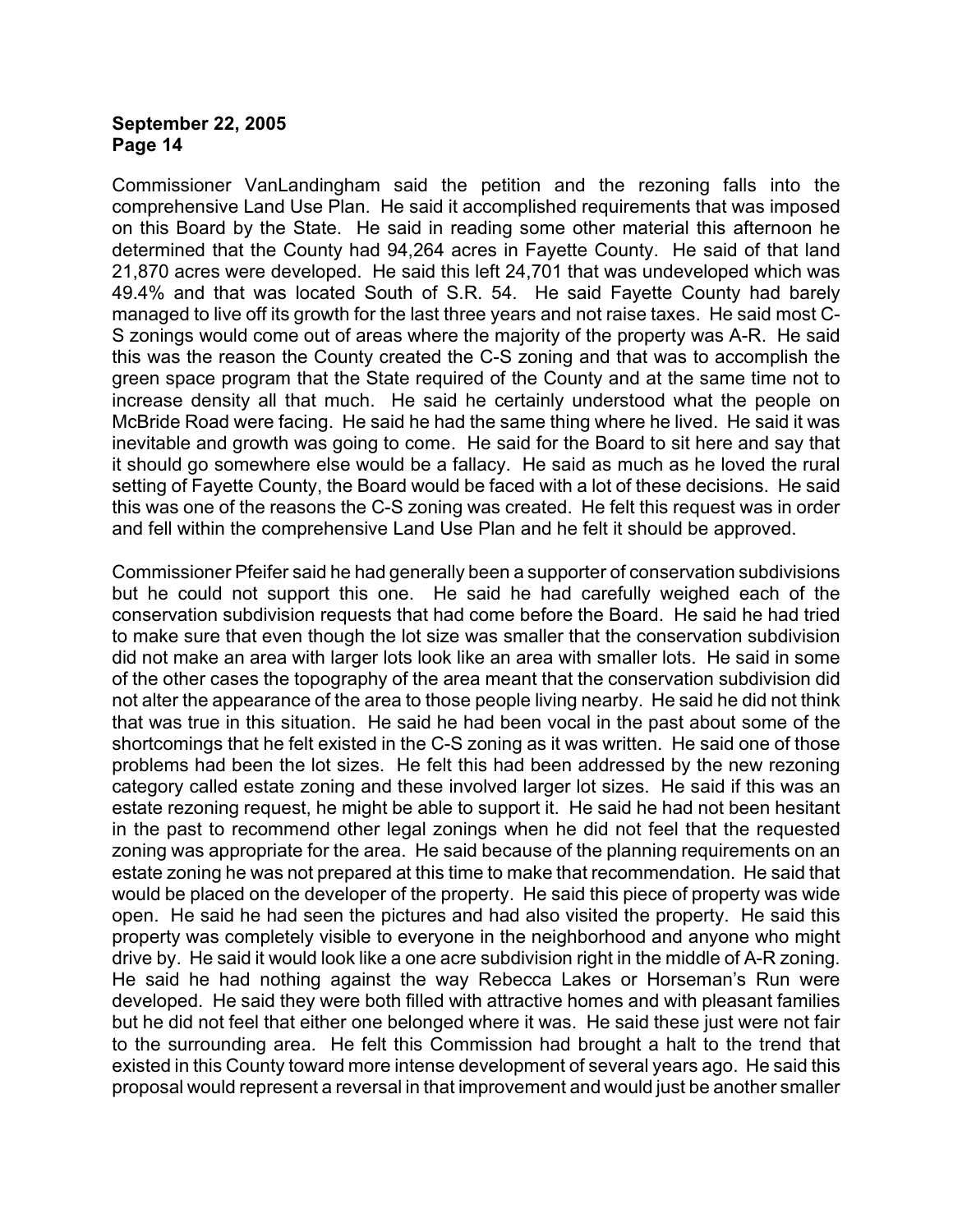Commissioner VanLandingham said the petition and the rezoning falls into the comprehensive Land Use Plan. He said it accomplished requirements that was imposed on this Board by the State. He said in reading some other material this afternoon he determined that the County had 94,264 acres in Fayette County. He said of that land 21,870 acres were developed. He said this left 24,701 that was undeveloped which was 49.4% and that was located South of S.R. 54. He said Fayette County had barely managed to live off its growth for the last three years and not raise taxes. He said most C-S zonings would come out of areas where the majority of the property was A-R. He said this was the reason the County created the C-S zoning and that was to accomplish the green space program that the State required of the County and at the same time not to increase density all that much. He said he certainly understood what the people on McBride Road were facing. He said he had the same thing where he lived. He said it was inevitable and growth was going to come. He said for the Board to sit here and say that it should go somewhere else would be a fallacy. He said as much as he loved the rural setting of Fayette County, the Board would be faced with a lot of these decisions. He said this was one of the reasons the C-S zoning was created. He felt this request was in order and fell within the comprehensive Land Use Plan and he felt it should be approved.

Commissioner Pfeifer said he had generally been a supporter of conservation subdivisions but he could not support this one. He said he had carefully weighed each of the conservation subdivision requests that had come before the Board. He said he had tried to make sure that even though the lot size was smaller that the conservation subdivision did not make an area with larger lots look like an area with smaller lots. He said in some of the other cases the topography of the area meant that the conservation subdivision did not alter the appearance of the area to those people living nearby. He said he did not think that was true in this situation. He said he had been vocal in the past about some of the shortcomings that he felt existed in the C-S zoning as it was written. He said one of those problems had been the lot sizes. He felt this had been addressed by the new rezoning category called estate zoning and these involved larger lot sizes. He said if this was an estate rezoning request, he might be able to support it. He said he had not been hesitant in the past to recommend other legal zonings when he did not feel that the requested zoning was appropriate for the area. He said because of the planning requirements on an estate zoning he was not prepared at this time to make that recommendation. He said that would be placed on the developer of the property. He said this piece of property was wide open. He said he had seen the pictures and had also visited the property. He said this property was completely visible to everyone in the neighborhood and anyone who might drive by. He said it would look like a one acre subdivision right in the middle of A-R zoning. He said he had nothing against the way Rebecca Lakes or Horseman's Run were developed. He said they were both filled with attractive homes and with pleasant families but he did not feel that either one belonged where it was. He said these just were not fair to the surrounding area. He felt this Commission had brought a halt to the trend that existed in this County toward more intense development of several years ago. He said this proposal would represent a reversal in that improvement and would just be another smaller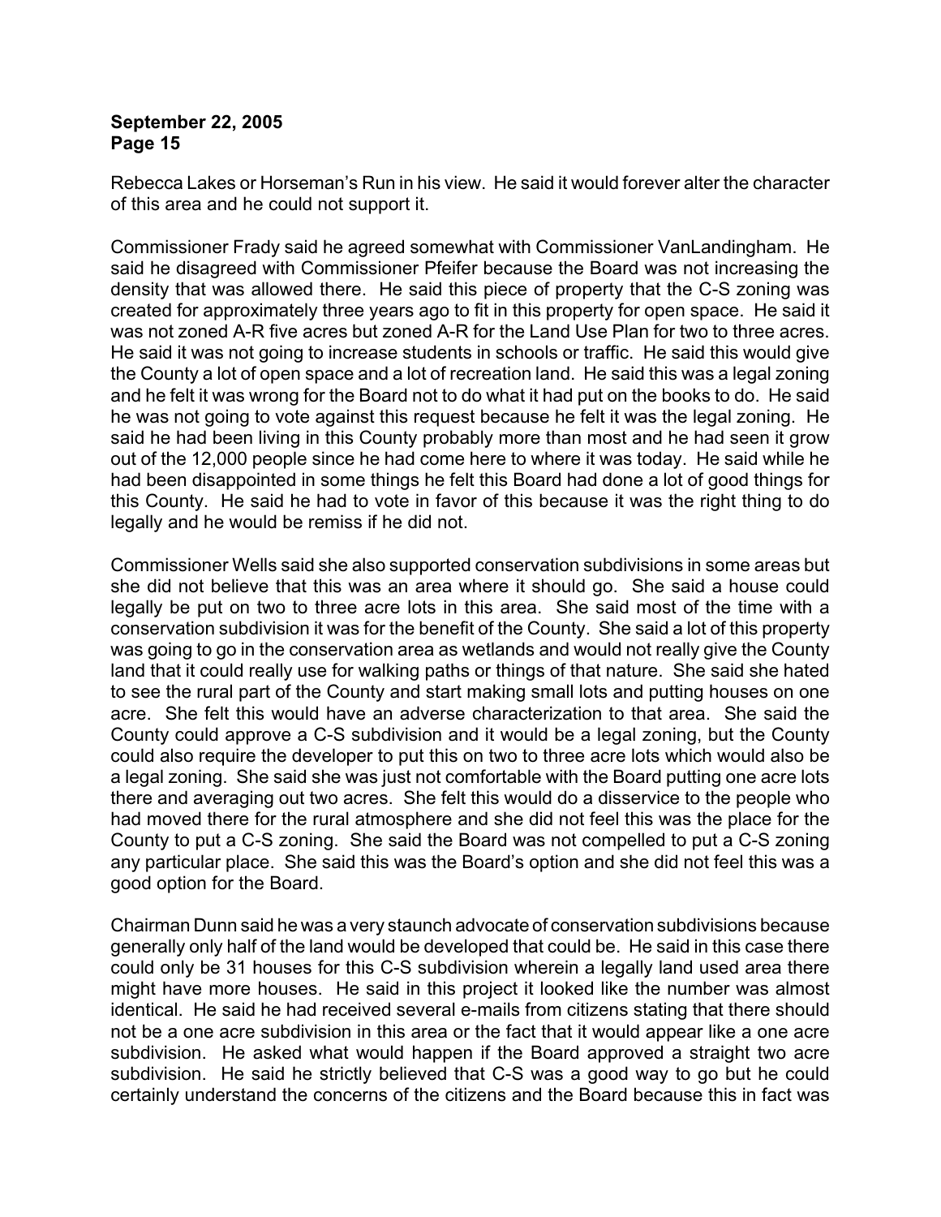Rebecca Lakes or Horseman's Run in his view. He said it would forever alter the character of this area and he could not support it.

Commissioner Frady said he agreed somewhat with Commissioner VanLandingham. He said he disagreed with Commissioner Pfeifer because the Board was not increasing the density that was allowed there. He said this piece of property that the C-S zoning was created for approximately three years ago to fit in this property for open space. He said it was not zoned A-R five acres but zoned A-R for the Land Use Plan for two to three acres. He said it was not going to increase students in schools or traffic. He said this would give the County a lot of open space and a lot of recreation land. He said this was a legal zoning and he felt it was wrong for the Board not to do what it had put on the books to do. He said he was not going to vote against this request because he felt it was the legal zoning. He said he had been living in this County probably more than most and he had seen it grow out of the 12,000 people since he had come here to where it was today. He said while he had been disappointed in some things he felt this Board had done a lot of good things for this County. He said he had to vote in favor of this because it was the right thing to do legally and he would be remiss if he did not.

Commissioner Wells said she also supported conservation subdivisions in some areas but she did not believe that this was an area where it should go. She said a house could legally be put on two to three acre lots in this area. She said most of the time with a conservation subdivision it was for the benefit of the County. She said a lot of this property was going to go in the conservation area as wetlands and would not really give the County land that it could really use for walking paths or things of that nature. She said she hated to see the rural part of the County and start making small lots and putting houses on one acre. She felt this would have an adverse characterization to that area. She said the County could approve a C-S subdivision and it would be a legal zoning, but the County could also require the developer to put this on two to three acre lots which would also be a legal zoning. She said she was just not comfortable with the Board putting one acre lots there and averaging out two acres. She felt this would do a disservice to the people who had moved there for the rural atmosphere and she did not feel this was the place for the County to put a C-S zoning. She said the Board was not compelled to put a C-S zoning any particular place. She said this was the Board's option and she did not feel this was a good option for the Board.

Chairman Dunn said he was a very staunch advocate of conservation subdivisions because generally only half of the land would be developed that could be. He said in this case there could only be 31 houses for this C-S subdivision wherein a legally land used area there might have more houses. He said in this project it looked like the number was almost identical. He said he had received several e-mails from citizens stating that there should not be a one acre subdivision in this area or the fact that it would appear like a one acre subdivision. He asked what would happen if the Board approved a straight two acre subdivision. He said he strictly believed that C-S was a good way to go but he could certainly understand the concerns of the citizens and the Board because this in fact was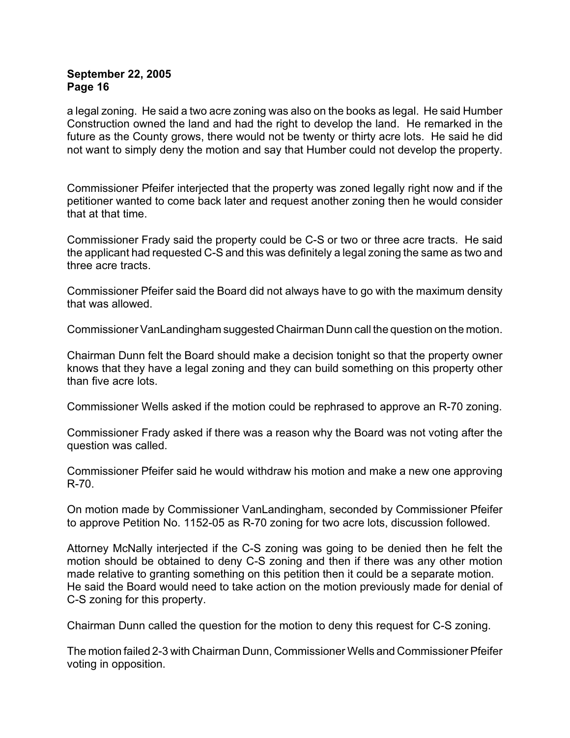a legal zoning. He said a two acre zoning was also on the books as legal. He said Humber Construction owned the land and had the right to develop the land. He remarked in the future as the County grows, there would not be twenty or thirty acre lots. He said he did not want to simply deny the motion and say that Humber could not develop the property.

Commissioner Pfeifer interjected that the property was zoned legally right now and if the petitioner wanted to come back later and request another zoning then he would consider that at that time.

Commissioner Frady said the property could be C-S or two or three acre tracts. He said the applicant had requested C-S and this was definitely a legal zoning the same as two and three acre tracts.

Commissioner Pfeifer said the Board did not always have to go with the maximum density that was allowed.

Commissioner VanLandingham suggested Chairman Dunn call the question on the motion.

Chairman Dunn felt the Board should make a decision tonight so that the property owner knows that they have a legal zoning and they can build something on this property other than five acre lots.

Commissioner Wells asked if the motion could be rephrased to approve an R-70 zoning.

Commissioner Frady asked if there was a reason why the Board was not voting after the question was called.

Commissioner Pfeifer said he would withdraw his motion and make a new one approving R-70.

On motion made by Commissioner VanLandingham, seconded by Commissioner Pfeifer to approve Petition No. 1152-05 as R-70 zoning for two acre lots, discussion followed.

Attorney McNally interjected if the C-S zoning was going to be denied then he felt the motion should be obtained to deny C-S zoning and then if there was any other motion made relative to granting something on this petition then it could be a separate motion. He said the Board would need to take action on the motion previously made for denial of C-S zoning for this property.

Chairman Dunn called the question for the motion to deny this request for C-S zoning.

The motion failed 2-3 with Chairman Dunn, Commissioner Wells and Commissioner Pfeifer voting in opposition.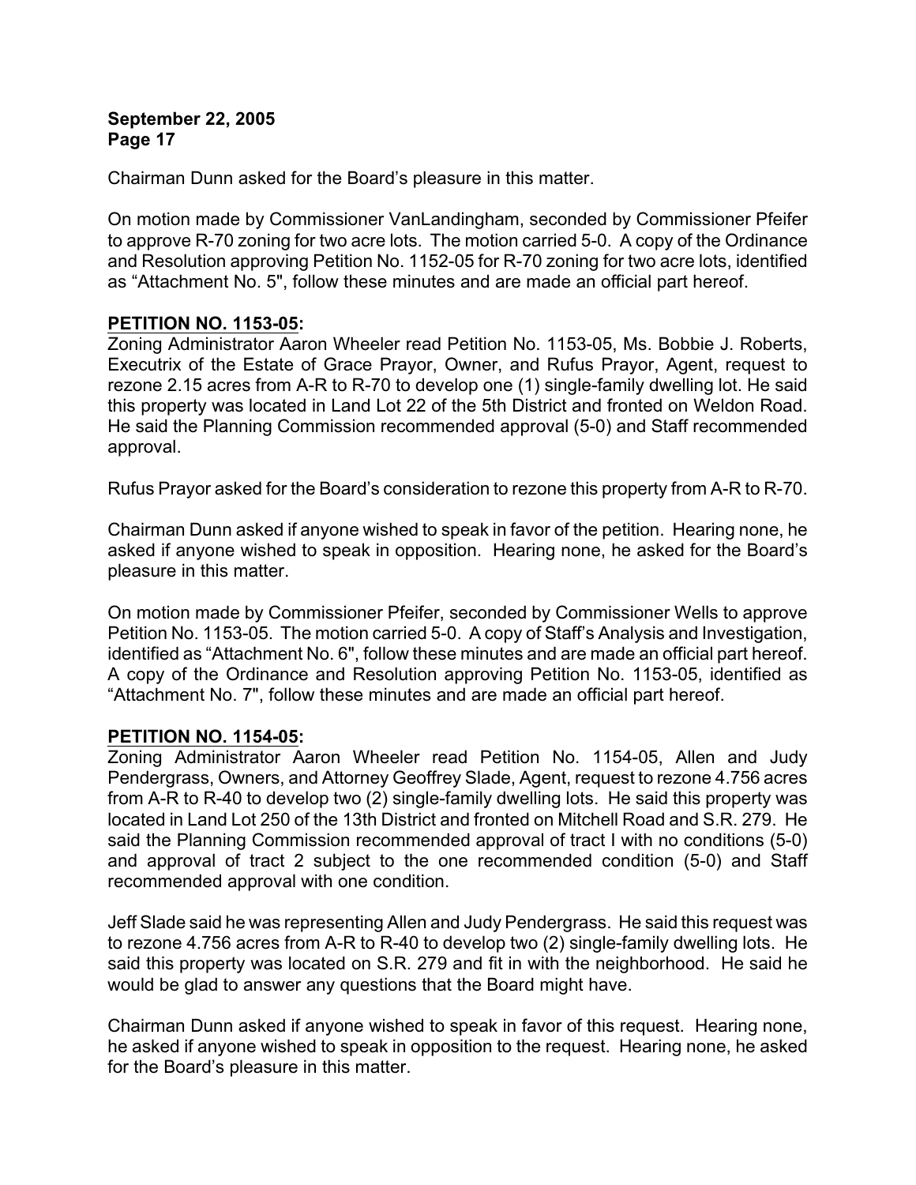Chairman Dunn asked for the Board's pleasure in this matter.

On motion made by Commissioner VanLandingham, seconded by Commissioner Pfeifer to approve R-70 zoning for two acre lots. The motion carried 5-0. A copy of the Ordinance and Resolution approving Petition No. 1152-05 for R-70 zoning for two acre lots, identified as "Attachment No. 5", follow these minutes and are made an official part hereof.

**PETITION NO. 1153-05:**

Zoning Administrator Aaron Wheeler read Petition No. 1153-05, Ms. Bobbie J. Roberts, Executrix of the Estate of Grace Prayor, Owner, and Rufus Prayor, Agent, request to rezone 2.15 acres from A-R to R-70 to develop one (1) single-family dwelling lot. He said this property was located in Land Lot 22 of the 5th District and fronted on Weldon Road. He said the Planning Commission recommended approval (5-0) and Staff recommended approval.

Rufus Prayor asked for the Board's consideration to rezone this property from A-R to R-70.

Chairman Dunn asked if anyone wished to speak in favor of the petition. Hearing none, he asked if anyone wished to speak in opposition. Hearing none, he asked for the Board's pleasure in this matter.

On motion made by Commissioner Pfeifer, seconded by Commissioner Wells to approve Petition No. 1153-05. The motion carried 5-0. A copy of Staff's Analysis and Investigation, identified as "Attachment No. 6", follow these minutes and are made an official part hereof. A copy of the Ordinance and Resolution approving Petition No. 1153-05, identified as "Attachment No. 7", follow these minutes and are made an official part hereof.

**PETITION NO. 1154-05:**

Zoning Administrator Aaron Wheeler read Petition No. 1154-05, Allen and Judy Pendergrass, Owners, and Attorney Geoffrey Slade, Agent, request to rezone 4.756 acres from A-R to R-40 to develop two (2) single-family dwelling lots. He said this property was located in Land Lot 250 of the 13th District and fronted on Mitchell Road and S.R. 279. He said the Planning Commission recommended approval of tract I with no conditions (5-0) and approval of tract 2 subject to the one recommended condition (5-0) and Staff recommended approval with one condition.

Jeff Slade said he was representing Allen and Judy Pendergrass. He said this request was to rezone 4.756 acres from A-R to R-40 to develop two (2) single-family dwelling lots. He said this property was located on S.R. 279 and fit in with the neighborhood. He said he would be glad to answer any questions that the Board might have.

Chairman Dunn asked if anyone wished to speak in favor of this request. Hearing none, he asked if anyone wished to speak in opposition to the request. Hearing none, he asked for the Board's pleasure in this matter.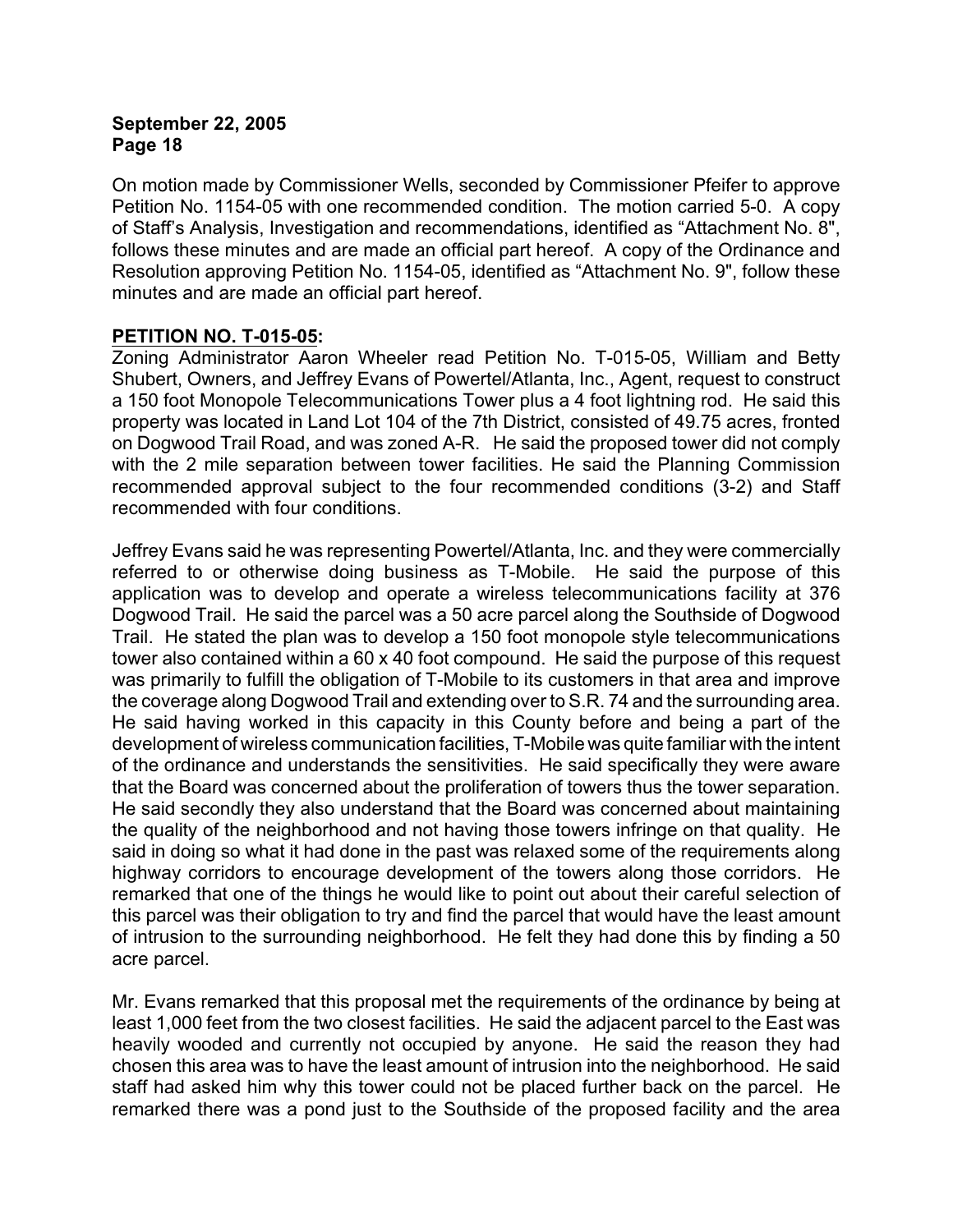On motion made by Commissioner Wells, seconded by Commissioner Pfeifer to approve Petition No. 1154-05 with one recommended condition. The motion carried 5-0. A copy of Staff's Analysis, Investigation and recommendations, identified as "Attachment No. 8", follows these minutes and are made an official part hereof. A copy of the Ordinance and Resolution approving Petition No. 1154-05, identified as "Attachment No. 9", follow these minutes and are made an official part hereof.

**PETITION NO. T-015-05:**

Zoning Administrator Aaron Wheeler read Petition No. T-015-05, William and Betty Shubert, Owners, and Jeffrey Evans of Powertel/Atlanta, Inc., Agent, request to construct a 150 foot Monopole Telecommunications Tower plus a 4 foot lightning rod. He said this property was located in Land Lot 104 of the 7th District, consisted of 49.75 acres, fronted on Dogwood Trail Road, and was zoned A-R. He said the proposed tower did not comply with the 2 mile separation between tower facilities. He said the Planning Commission recommended approval subject to the four recommended conditions (3-2) and Staff recommended with four conditions.

Jeffrey Evans said he was representing Powertel/Atlanta, Inc. and they were commercially referred to or otherwise doing business as T-Mobile. He said the purpose of this application was to develop and operate a wireless telecommunications facility at 376 Dogwood Trail. He said the parcel was a 50 acre parcel along the Southside of Dogwood Trail. He stated the plan was to develop a 150 foot monopole style telecommunications tower also contained within a 60 x 40 foot compound. He said the purpose of this request was primarily to fulfill the obligation of T-Mobile to its customers in that area and improve the coverage along Dogwood Trail and extending over to S.R. 74 and the surrounding area. He said having worked in this capacity in this County before and being a part of the development of wireless communication facilities, T-Mobile was quite familiar with the intent of the ordinance and understands the sensitivities. He said specifically they were aware that the Board was concerned about the proliferation of towers thus the tower separation. He said secondly they also understand that the Board was concerned about maintaining the quality of the neighborhood and not having those towers infringe on that quality. He said in doing so what it had done in the past was relaxed some of the requirements along highway corridors to encourage development of the towers along those corridors. He remarked that one of the things he would like to point out about their careful selection of this parcel was their obligation to try and find the parcel that would have the least amount of intrusion to the surrounding neighborhood. He felt they had done this by finding a 50 acre parcel.

Mr. Evans remarked that this proposal met the requirements of the ordinance by being at least 1,000 feet from the two closest facilities. He said the adjacent parcel to the East was heavily wooded and currently not occupied by anyone. He said the reason they had chosen this area was to have the least amount of intrusion into the neighborhood. He said staff had asked him why this tower could not be placed further back on the parcel. He remarked there was a pond just to the Southside of the proposed facility and the area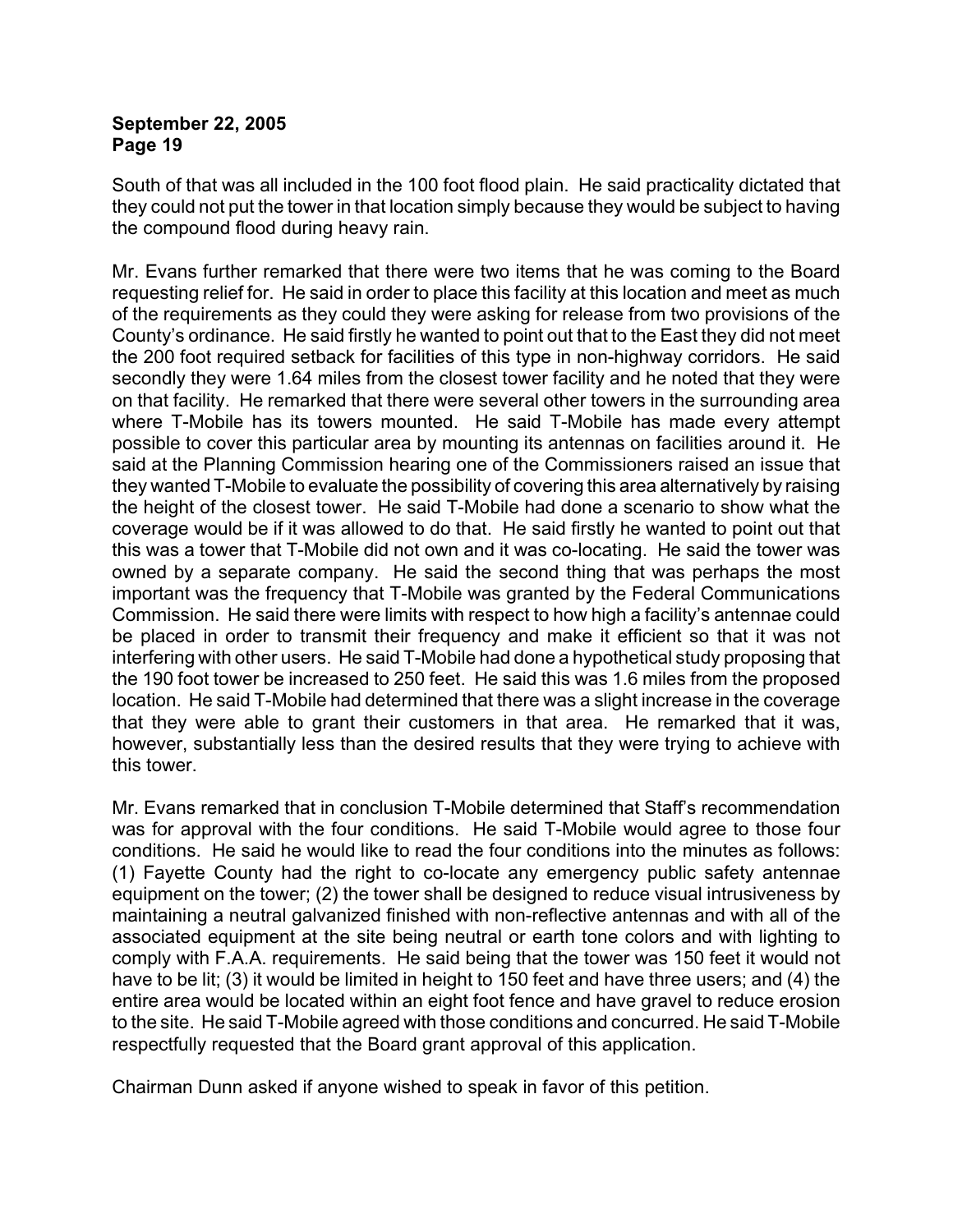South of that was all included in the 100 foot flood plain. He said practicality dictated that they could not put the tower in that location simply because they would be subject to having the compound flood during heavy rain.

Mr. Evans further remarked that there were two items that he was coming to the Board requesting relief for. He said in order to place this facility at this location and meet as much of the requirements as they could they were asking for release from two provisions of the County's ordinance. He said firstly he wanted to point out that to the East they did not meet the 200 foot required setback for facilities of this type in non-highway corridors. He said secondly they were 1.64 miles from the closest tower facility and he noted that they were on that facility. He remarked that there were several other towers in the surrounding area where T-Mobile has its towers mounted. He said T-Mobile has made every attempt possible to cover this particular area by mounting its antennas on facilities around it. He said at the Planning Commission hearing one of the Commissioners raised an issue that they wanted T-Mobile to evaluate the possibility of covering this area alternatively by raising the height of the closest tower. He said T-Mobile had done a scenario to show what the coverage would be if it was allowed to do that. He said firstly he wanted to point out that this was a tower that T-Mobile did not own and it was co-locating. He said the tower was owned by a separate company. He said the second thing that was perhaps the most important was the frequency that T-Mobile was granted by the Federal Communications Commission. He said there were limits with respect to how high a facility's antennae could be placed in order to transmit their frequency and make it efficient so that it was not interfering with other users. He said T-Mobile had done a hypothetical study proposing that the 190 foot tower be increased to 250 feet. He said this was 1.6 miles from the proposed location. He said T-Mobile had determined that there was a slight increase in the coverage that they were able to grant their customers in that area. He remarked that it was, however, substantially less than the desired results that they were trying to achieve with this tower.

Mr. Evans remarked that in conclusion T-Mobile determined that Staff's recommendation was for approval with the four conditions. He said T-Mobile would agree to those four conditions. He said he would like to read the four conditions into the minutes as follows: (1) Fayette County had the right to co-locate any emergency public safety antennae equipment on the tower; (2) the tower shall be designed to reduce visual intrusiveness by maintaining a neutral galvanized finished with non-reflective antennas and with all of the associated equipment at the site being neutral or earth tone colors and with lighting to comply with F.A.A. requirements. He said being that the tower was 150 feet it would not have to be lit; (3) it would be limited in height to 150 feet and have three users; and (4) the entire area would be located within an eight foot fence and have gravel to reduce erosion to the site. He said T-Mobile agreed with those conditions and concurred. He said T-Mobile respectfully requested that the Board grant approval of this application.

Chairman Dunn asked if anyone wished to speak in favor of this petition.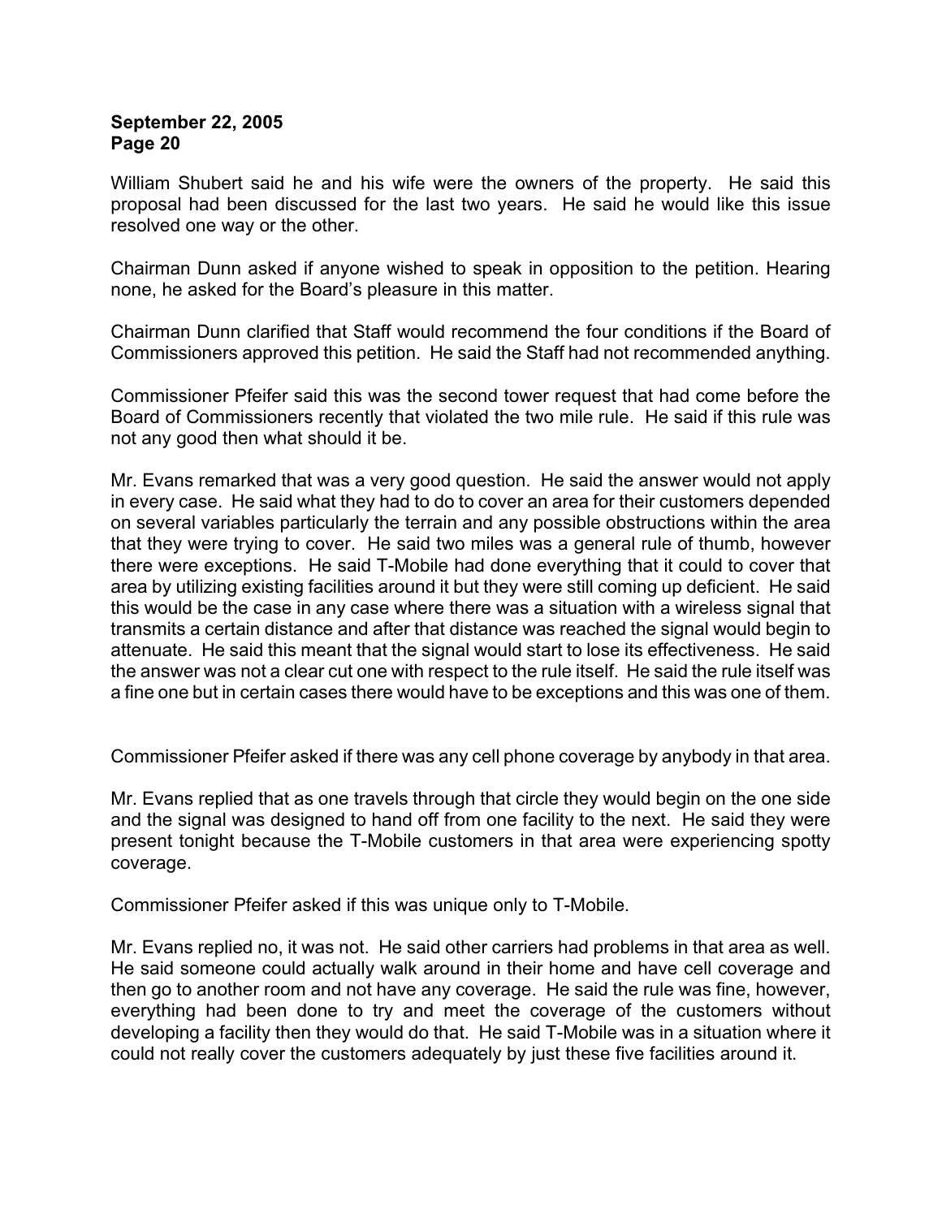William Shubert said he and his wife were the owners of the property. He said this proposal had been discussed for the last two years. He said he would like this issue resolved one way or the other.

Chairman Dunn asked if anyone wished to speak in opposition to the petition. Hearing none, he asked for the Board's pleasure in this matter.

Chairman Dunn clarified that Staff would recommend the four conditions if the Board of Commissioners approved this petition. He said the Staff had not recommended anything.

Commissioner Pfeifer said this was the second tower request that had come before the Board of Commissioners recently that violated the two mile rule. He said if this rule was not any good then what should it be.

Mr. Evans remarked that was a very good question. He said the answer would not apply in every case. He said what they had to do to cover an area for their customers depended on several variables particularly the terrain and any possible obstructions within the area that they were trying to cover. He said two miles was a general rule of thumb, however there were exceptions. He said T-Mobile had done everything that it could to cover that area by utilizing existing facilities around it but they were still coming up deficient. He said this would be the case in any case where there was a situation with a wireless signal that transmits a certain distance and after that distance was reached the signal would begin to attenuate. He said this meant that the signal would start to lose its effectiveness. He said the answer was not a clear cut one with respect to the rule itself. He said the rule itself was a fine one but in certain cases there would have to be exceptions and this was one of them.

Commissioner Pfeifer asked if there was any cell phone coverage by anybody in that area.

Mr. Evans replied that as one travels through that circle they would begin on the one side and the signal was designed to hand off from one facility to the next. He said they were present tonight because the T-Mobile customers in that area were experiencing spotty coverage.

Commissioner Pfeifer asked if this was unique only to T-Mobile.

Mr. Evans replied no, it was not. He said other carriers had problems in that area as well. He said someone could actually walk around in their home and have cell coverage and then go to another room and not have any coverage. He said the rule was fine, however, everything had been done to try and meet the coverage of the customers without developing a facility then they would do that. He said T-Mobile was in a situation where it could not really cover the customers adequately by just these five facilities around it.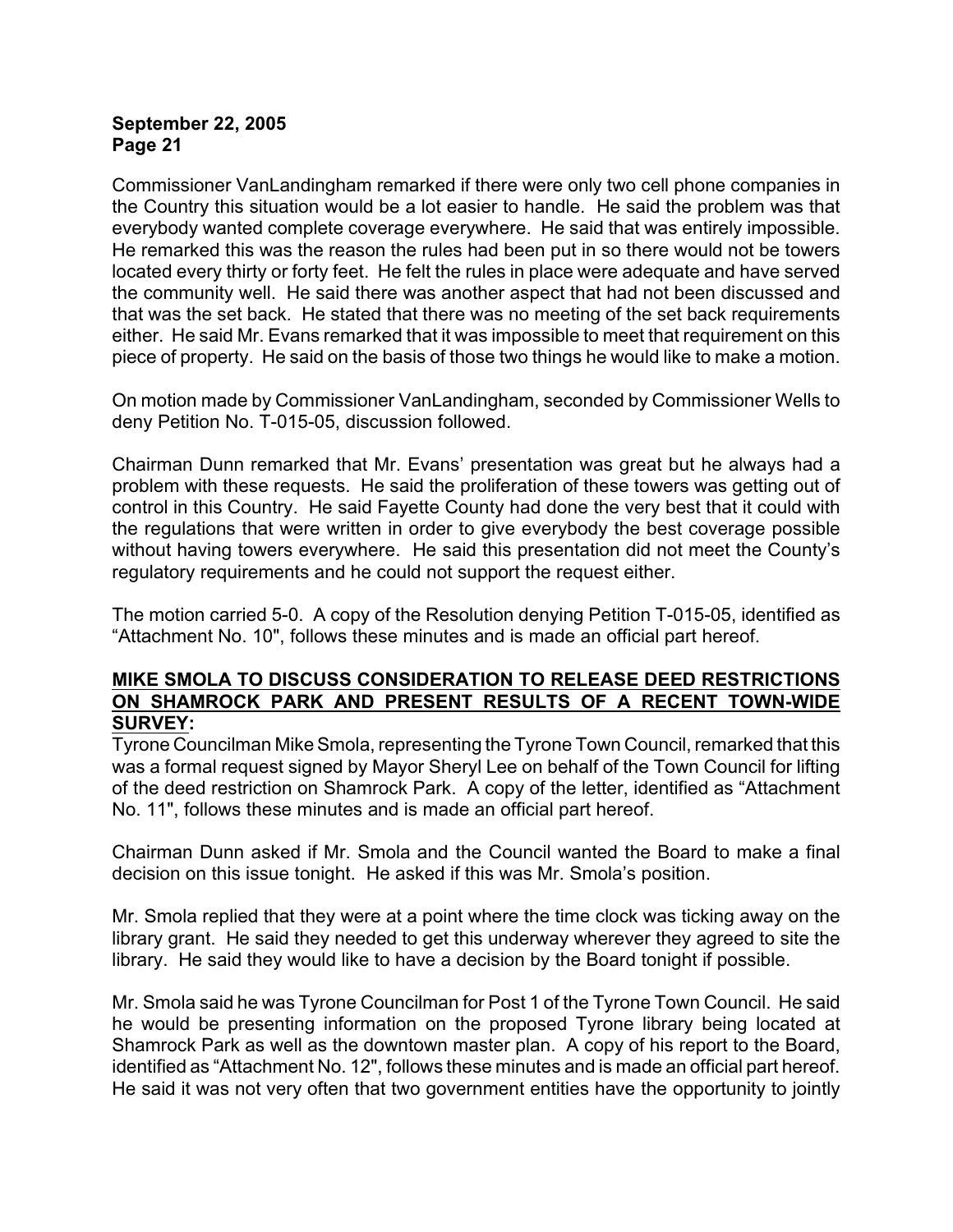Commissioner VanLandingham remarked if there were only two cell phone companies in the Country this situation would be a lot easier to handle. He said the problem was that everybody wanted complete coverage everywhere. He said that was entirely impossible. He remarked this was the reason the rules had been put in so there would not be towers located every thirty or forty feet. He felt the rules in place were adequate and have served the community well. He said there was another aspect that had not been discussed and that was the set back. He stated that there was no meeting of the set back requirements either. He said Mr. Evans remarked that it was impossible to meet that requirement on this piece of property. He said on the basis of those two things he would like to make a motion.

On motion made by Commissioner VanLandingham, seconded by Commissioner Wells to deny Petition No. T-015-05, discussion followed.

Chairman Dunn remarked that Mr. Evans' presentation was great but he always had a problem with these requests. He said the proliferation of these towers was getting out of control in this Country. He said Fayette County had done the very best that it could with the regulations that were written in order to give everybody the best coverage possible without having towers everywhere. He said this presentation did not meet the County's regulatory requirements and he could not support the request either.

The motion carried 5-0. A copy of the Resolution denying Petition T-015-05, identified as "Attachment No. 10", follows these minutes and is made an official part hereof.

**MIKE SMOLA TO DISCUSS CONSIDERATION TO RELEASE DEED RESTRICTIONS ON SHAMROCK PARK AND PRESENT RESULTS OF A RECENT TOWN-WIDE SURVEY:**

Tyrone Councilman Mike Smola, representing the Tyrone Town Council, remarked that this was a formal request signed by Mayor Sheryl Lee on behalf of the Town Council for lifting of the deed restriction on Shamrock Park. A copy of the letter, identified as "Attachment No. 11", follows these minutes and is made an official part hereof.

Chairman Dunn asked if Mr. Smola and the Council wanted the Board to make a final decision on this issue tonight. He asked if this was Mr. Smola's position.

Mr. Smola replied that they were at a point where the time clock was ticking away on the library grant. He said they needed to get this underway wherever they agreed to site the library. He said they would like to have a decision by the Board tonight if possible.

Mr. Smola said he was Tyrone Councilman for Post 1 of the Tyrone Town Council. He said he would be presenting information on the proposed Tyrone library being located at Shamrock Park as well as the downtown master plan. A copy of his report to the Board, identified as "Attachment No. 12", follows these minutes and is made an official part hereof. He said it was not very often that two government entities have the opportunity to jointly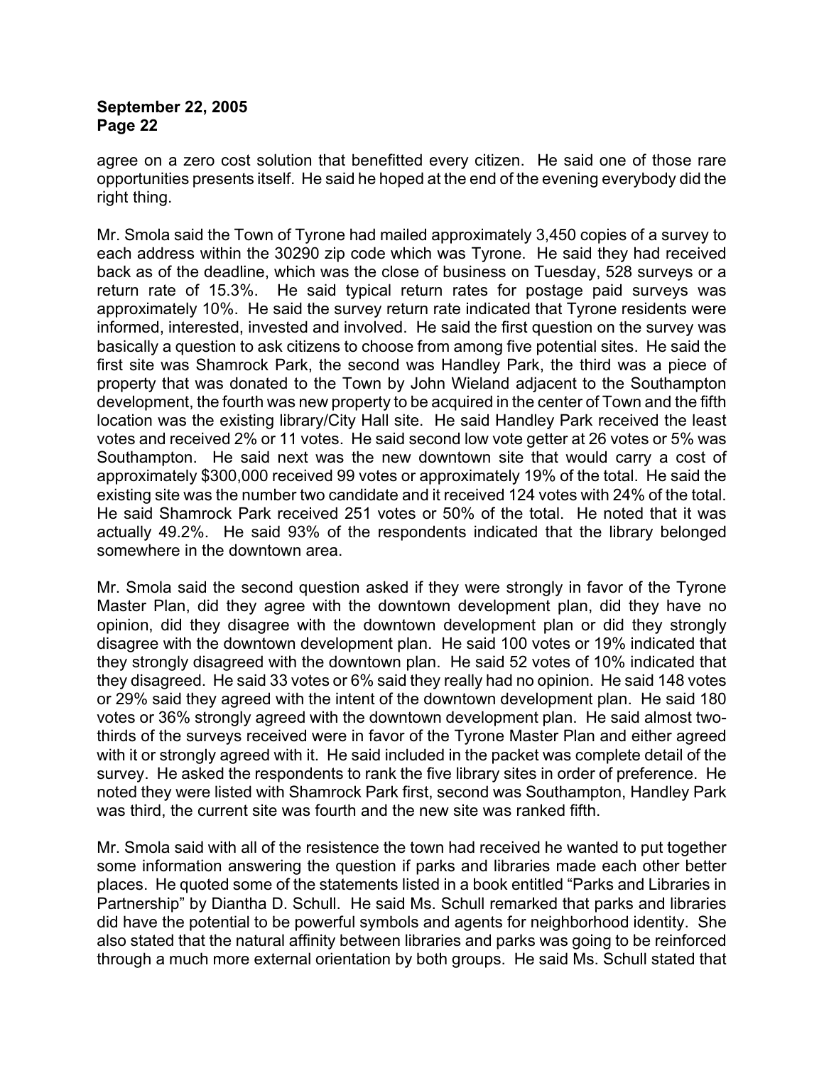agree on a zero cost solution that benefitted every citizen. He said one of those rare opportunities presents itself. He said he hoped at the end of the evening everybody did the right thing.

Mr. Smola said the Town of Tyrone had mailed approximately 3,450 copies of a survey to each address within the 30290 zip code which was Tyrone. He said they had received back as of the deadline, which was the close of business on Tuesday, 528 surveys or a return rate of 15.3%. He said typical return rates for postage paid surveys was approximately 10%. He said the survey return rate indicated that Tyrone residents were informed, interested, invested and involved. He said the first question on the survey was basically a question to ask citizens to choose from among five potential sites. He said the first site was Shamrock Park, the second was Handley Park, the third was a piece of property that was donated to the Town by John Wieland adjacent to the Southampton development, the fourth was new property to be acquired in the center of Town and the fifth location was the existing library/City Hall site. He said Handley Park received the least votes and received 2% or 11 votes. He said second low vote getter at 26 votes or 5% was Southampton. He said next was the new downtown site that would carry a cost of approximately $300,000 received 99 votes or approximately 19% of the total. He said the existing site was the number two candidate and it received 124 votes with 24% of the total. He said Shamrock Park received 251 votes or 50% of the total. He noted that it was actually 49.2%. He said 93% of the respondents indicated that the library belonged somewhere in the downtown area.

Mr. Smola said the second question asked if they were strongly in favor of the Tyrone Master Plan, did they agree with the downtown development plan, did they have no opinion, did they disagree with the downtown development plan or did they strongly disagree with the downtown development plan. He said 100 votes or 19% indicated that they strongly disagreed with the downtown plan. He said 52 votes of 10% indicated that they disagreed. He said 33 votes or 6% said they really had no opinion. He said 148 votes or 29% said they agreed with the intent of the downtown development plan. He said 180 votes or 36% strongly agreed with the downtown development plan. He said almost two-thirds of the surveys received were in favor of the Tyrone Master Plan and either agreed with it or strongly agreed with it. He said included in the packet was complete detail of the survey. He asked the respondents to rank the five library sites in order of preference. He noted they were listed with Shamrock Park first, second was Southampton, Handley Park was third, the current site was fourth and the new site was ranked fifth.

Mr. Smola said with all of the resistence the town had received he wanted to put together some information answering the question if parks and libraries made each other better places. He quoted some of the statements listed in a book entitled "Parks and Libraries in Partnership" by Diantha D. Schull. He said Ms. Schull remarked that parks and libraries did have the potential to be powerful symbols and agents for neighborhood identity. She also stated that the natural affinity between libraries and parks was going to be reinforced through a much more external orientation by both groups. He said Ms. Schull stated that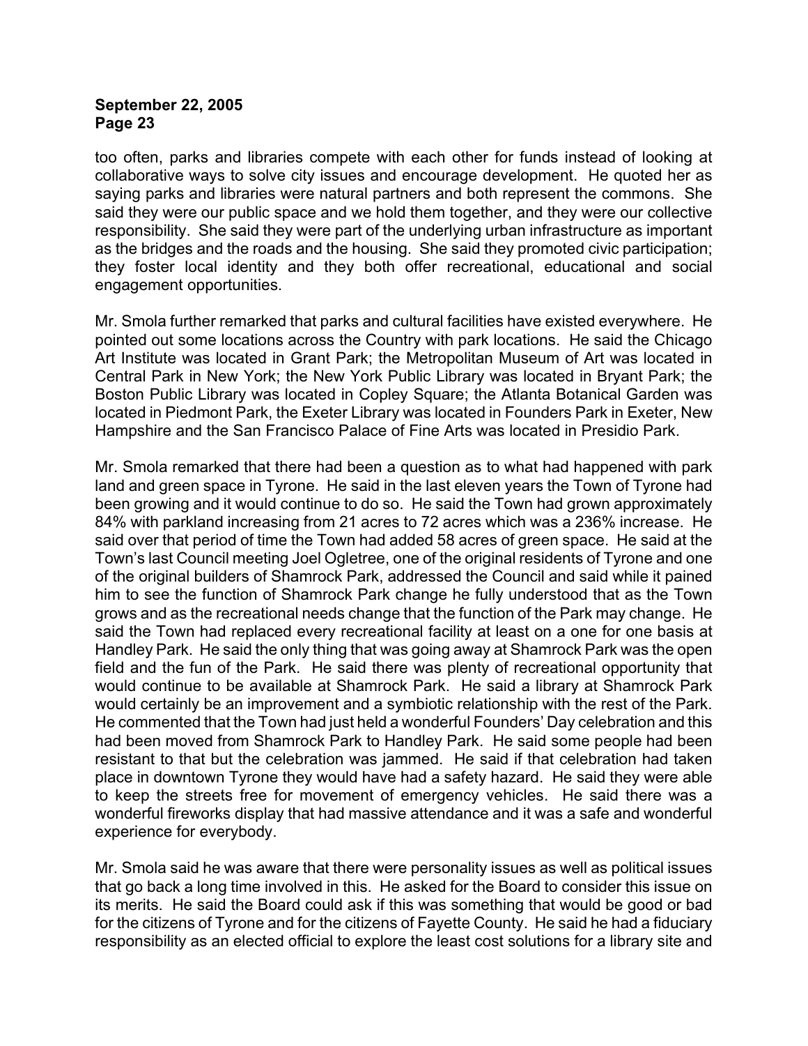too often, parks and libraries compete with each other for funds instead of looking at collaborative ways to solve city issues and encourage development. He quoted her as saying parks and libraries were natural partners and both represent the commons. She said they were our public space and we hold them together, and they were our collective responsibility. She said they were part of the underlying urban infrastructure as important as the bridges and the roads and the housing. She said they promoted civic participation; they foster local identity and they both offer recreational, educational and social engagement opportunities.

Mr. Smola further remarked that parks and cultural facilities have existed everywhere. He pointed out some locations across the Country with park locations. He said the Chicago Art Institute was located in Grant Park; the Metropolitan Museum of Art was located in Central Park in New York; the New York Public Library was located in Bryant Park; the Boston Public Library was located in Copley Square; the Atlanta Botanical Garden was located in Piedmont Park, the Exeter Library was located in Founders Park in Exeter, New Hampshire and the San Francisco Palace of Fine Arts was located in Presidio Park.

Mr. Smola remarked that there had been a question as to what had happened with park land and green space in Tyrone. He said in the last eleven years the Town of Tyrone had been growing and it would continue to do so. He said the Town had grown approximately 84% with parkland increasing from 21 acres to 72 acres which was a 236% increase. He said over that period of time the Town had added 58 acres of green space. He said at the Town's last Council meeting Joel Ogletree, one of the original residents of Tyrone and one of the original builders of Shamrock Park, addressed the Council and said while it pained him to see the function of Shamrock Park change he fully understood that as the Town grows and as the recreational needs change that the function of the Park may change. He said the Town had replaced every recreational facility at least on a one for one basis at Handley Park. He said the only thing that was going away at Shamrock Park was the open field and the fun of the Park. He said there was plenty of recreational opportunity that would continue to be available at Shamrock Park. He said a library at Shamrock Park would certainly be an improvement and a symbiotic relationship with the rest of the Park. He commented that the Town had just held a wonderful Founders' Day celebration and this had been moved from Shamrock Park to Handley Park. He said some people had been resistant to that but the celebration was jammed. He said if that celebration had taken place in downtown Tyrone they would have had a safety hazard. He said they were able to keep the streets free for movement of emergency vehicles. He said there was a wonderful fireworks display that had massive attendance and it was a safe and wonderful experience for everybody.

Mr. Smola said he was aware that there were personality issues as well as political issues that go back a long time involved in this. He asked for the Board to consider this issue on its merits. He said the Board could ask if this was something that would be good or bad for the citizens of Tyrone and for the citizens of Fayette County. He said he had a fiduciary responsibility as an elected official to explore the least cost solutions for a library site and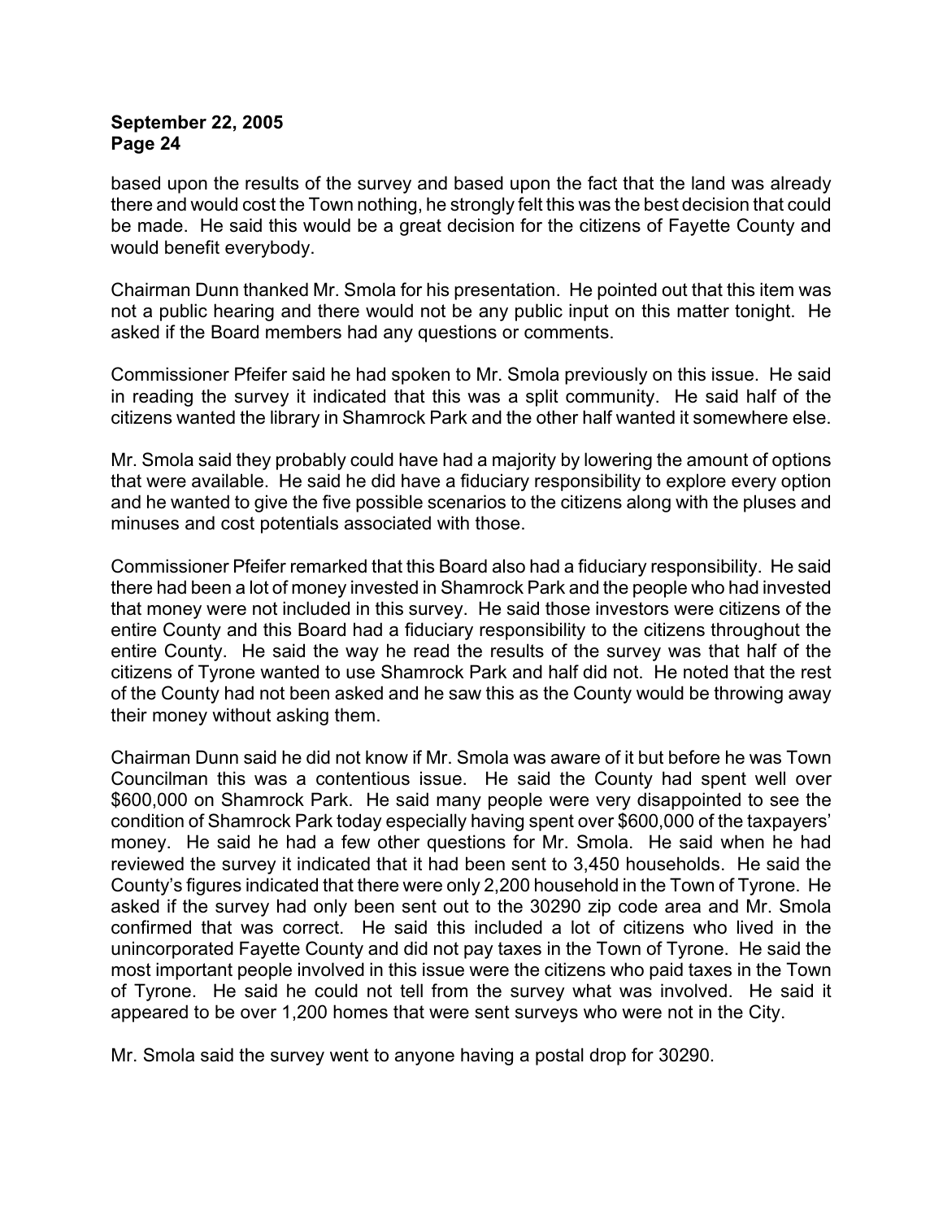based upon the results of the survey and based upon the fact that the land was already there and would cost the Town nothing, he strongly felt this was the best decision that could be made. He said this would be a great decision for the citizens of Fayette County and would benefit everybody.

Chairman Dunn thanked Mr. Smola for his presentation. He pointed out that this item was not a public hearing and there would not be any public input on this matter tonight. He asked if the Board members had any questions or comments.

Commissioner Pfeifer said he had spoken to Mr. Smola previously on this issue. He said in reading the survey it indicated that this was a split community. He said half of the citizens wanted the library in Shamrock Park and the other half wanted it somewhere else.

Mr. Smola said they probably could have had a majority by lowering the amount of options that were available. He said he did have a fiduciary responsibility to explore every option and he wanted to give the five possible scenarios to the citizens along with the pluses and minuses and cost potentials associated with those.

Commissioner Pfeifer remarked that this Board also had a fiduciary responsibility. He said there had been a lot of money invested in Shamrock Park and the people who had invested that money were not included in this survey. He said those investors were citizens of the entire County and this Board had a fiduciary responsibility to the citizens throughout the entire County. He said the way he read the results of the survey was that half of the citizens of Tyrone wanted to use Shamrock Park and half did not. He noted that the rest of the County had not been asked and he saw this as the County would be throwing away their money without asking them.

Chairman Dunn said he did not know if Mr. Smola was aware of it but before he was Town Councilman this was a contentious issue. He said the County had spent well over \$600,000 on Shamrock Park. He said many people were very disappointed to see the condition of Shamrock Park today especially having spent over \$600,000 of the taxpayers' money. He said he had a few other questions for Mr. Smola. He said when he had reviewed the survey it indicated that it had been sent to 3,450 households. He said the County's figures indicated that there were only 2,200 household in the Town of Tyrone. He asked if the survey had only been sent out to the 30290 zip code area and Mr. Smola confirmed that was correct. He said this included a lot of citizens who lived in the unincorporated Fayette County and did not pay taxes in the Town of Tyrone. He said the most important people involved in this issue were the citizens who paid taxes in the Town of Tyrone. He said he could not tell from the survey what was involved. He said it appeared to be over 1,200 homes that were sent surveys who were not in the City.

Mr. Smola said the survey went to anyone having a postal drop for 30290.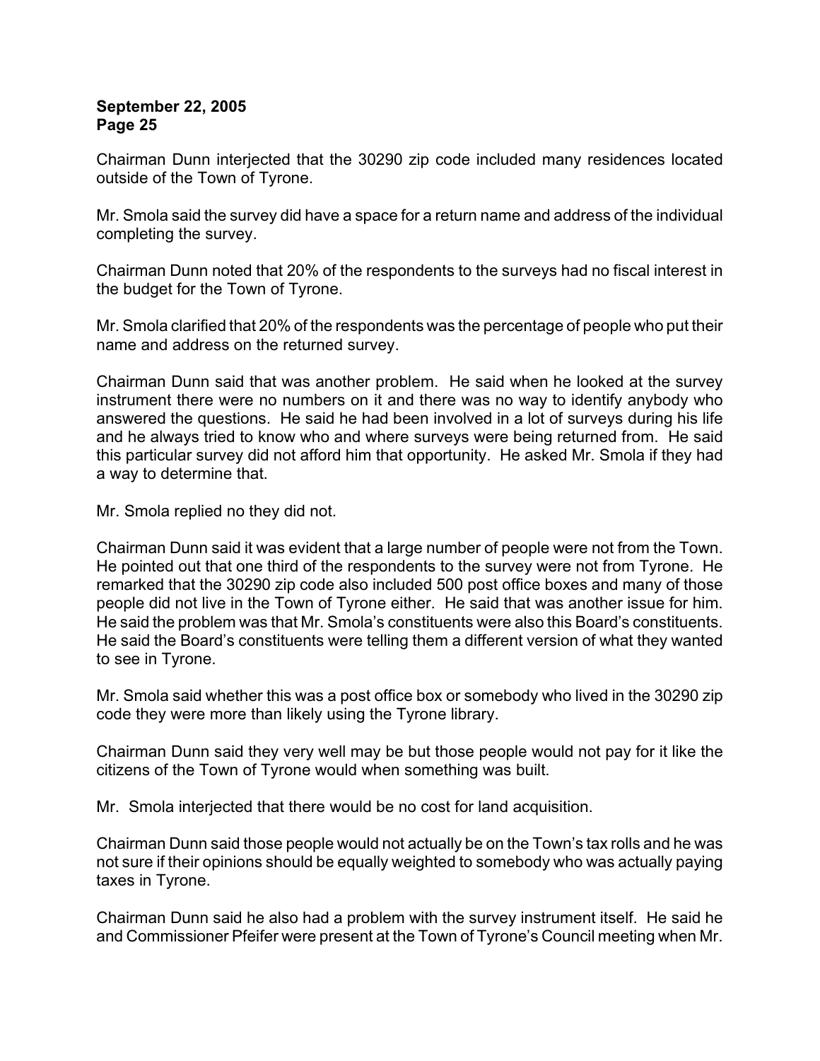Chairman Dunn interjected that the 30290 zip code included many residences located outside of the Town of Tyrone.

Mr. Smola said the survey did have a space for a return name and address of the individual completing the survey.

Chairman Dunn noted that 20% of the respondents to the surveys had no fiscal interest in the budget for the Town of Tyrone.

Mr. Smola clarified that 20% of the respondents was the percentage of people who put their name and address on the returned survey.

Chairman Dunn said that was another problem. He said when he looked at the survey instrument there were no numbers on it and there was no way to identify anybody who answered the questions. He said he had been involved in a lot of surveys during his life and he always tried to know who and where surveys were being returned from. He said this particular survey did not afford him that opportunity. He asked Mr. Smola if they had a way to determine that.

Mr. Smola replied no they did not.

Chairman Dunn said it was evident that a large number of people were not from the Town. He pointed out that one third of the respondents to the survey were not from Tyrone. He remarked that the 30290 zip code also included 500 post office boxes and many of those people did not live in the Town of Tyrone either. He said that was another issue for him. He said the problem was that Mr. Smola's constituents were also this Board's constituents. He said the Board's constituents were telling them a different version of what they wanted to see in Tyrone.

Mr. Smola said whether this was a post office box or somebody who lived in the 30290 zip code they were more than likely using the Tyrone library.

Chairman Dunn said they very well may be but those people would not pay for it like the citizens of the Town of Tyrone would when something was built.

Mr. Smola interjected that there would be no cost for land acquisition.

Chairman Dunn said those people would not actually be on the Town's tax rolls and he was not sure if their opinions should be equally weighted to somebody who was actually paying taxes in Tyrone.

Chairman Dunn said he also had a problem with the survey instrument itself. He said he and Commissioner Pfeifer were present at the Town of Tyrone's Council meeting when Mr.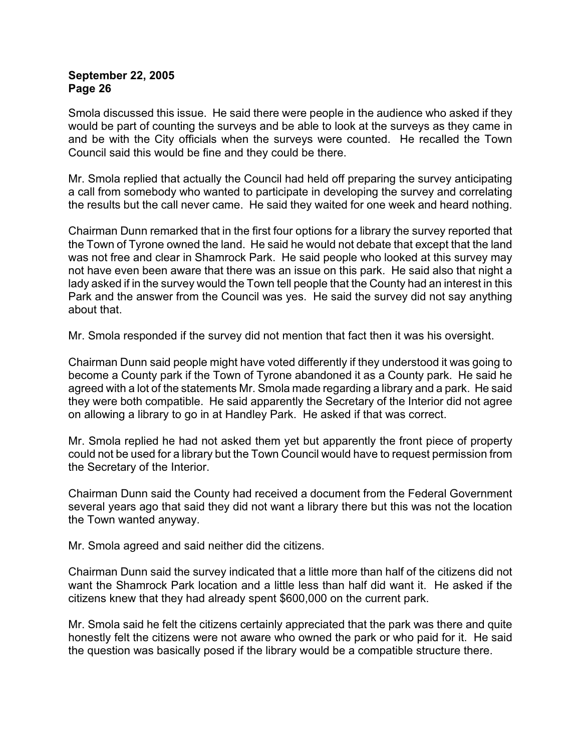Smola discussed this issue. He said there were people in the audience who asked if they would be part of counting the surveys and be able to look at the surveys as they came in and be with the City officials when the surveys were counted. He recalled the Town Council said this would be fine and they could be there.

Mr. Smola replied that actually the Council had held off preparing the survey anticipating a call from somebody who wanted to participate in developing the survey and correlating the results but the call never came. He said they waited for one week and heard nothing.

Chairman Dunn remarked that in the first four options for a library the survey reported that the Town of Tyrone owned the land. He said he would not debate that except that the land was not free and clear in Shamrock Park. He said people who looked at this survey may not have even been aware that there was an issue on this park. He said also that night a lady asked if in the survey would the Town tell people that the County had an interest in this Park and the answer from the Council was yes. He said the survey did not say anything about that.

Mr. Smola responded if the survey did not mention that fact then it was his oversight.

Chairman Dunn said people might have voted differently if they understood it was going to become a County park if the Town of Tyrone abandoned it as a County park. He said he agreed with a lot of the statements Mr. Smola made regarding a library and a park. He said they were both compatible. He said apparently the Secretary of the Interior did not agree on allowing a library to go in at Handley Park. He asked if that was correct.

Mr. Smola replied he had not asked them yet but apparently the front piece of property could not be used for a library but the Town Council would have to request permission from the Secretary of the Interior.

Chairman Dunn said the County had received a document from the Federal Government several years ago that said they did not want a library there but this was not the location the Town wanted anyway.

Mr. Smola agreed and said neither did the citizens.

Chairman Dunn said the survey indicated that a little more than half of the citizens did not want the Shamrock Park location and a little less than half did want it. He asked if the citizens knew that they had already spent $600,000 on the current park.

Mr. Smola said he felt the citizens certainly appreciated that the park was there and quite honestly felt the citizens were not aware who owned the park or who paid for it. He said the question was basically posed if the library would be a compatible structure there.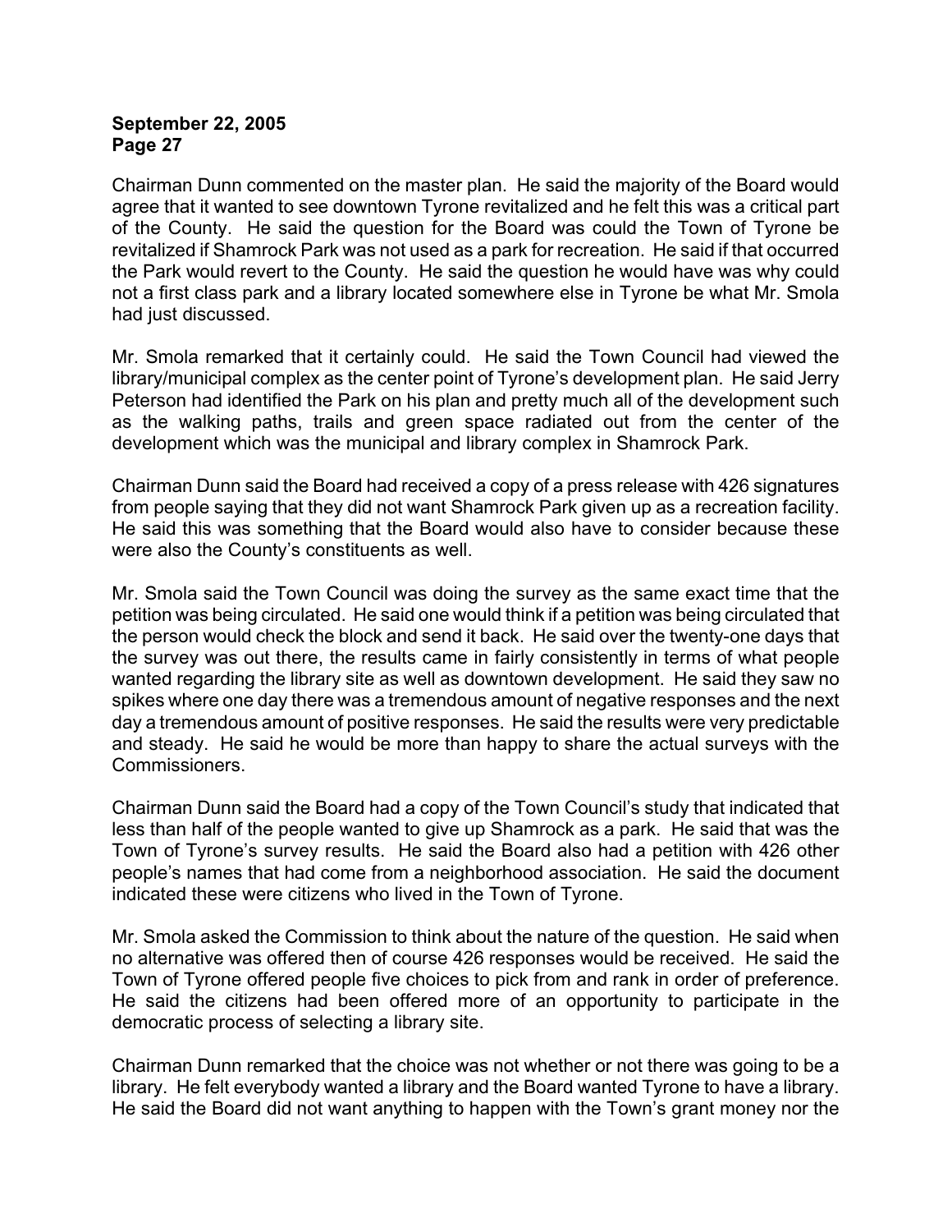Chairman Dunn commented on the master plan. He said the majority of the Board would agree that it wanted to see downtown Tyrone revitalized and he felt this was a critical part of the County. He said the question for the Board was could the Town of Tyrone be revitalized if Shamrock Park was not used as a park for recreation. He said if that occurred the Park would revert to the County. He said the question he would have was why could not a first class park and a library located somewhere else in Tyrone be what Mr. Smola had just discussed.

Mr. Smola remarked that it certainly could. He said the Town Council had viewed the library/municipal complex as the center point of Tyrone's development plan. He said Jerry Peterson had identified the Park on his plan and pretty much all of the development such as the walking paths, trails and green space radiated out from the center of the development which was the municipal and library complex in Shamrock Park.

Chairman Dunn said the Board had received a copy of a press release with 426 signatures from people saying that they did not want Shamrock Park given up as a recreation facility. He said this was something that the Board would also have to consider because these were also the County's constituents as well.

Mr. Smola said the Town Council was doing the survey as the same exact time that the petition was being circulated. He said one would think if a petition was being circulated that the person would check the block and send it back. He said over the twenty-one days that the survey was out there, the results came in fairly consistently in terms of what people wanted regarding the library site as well as downtown development. He said they saw no spikes where one day there was a tremendous amount of negative responses and the next day a tremendous amount of positive responses. He said the results were very predictable and steady. He said he would be more than happy to share the actual surveys with the Commissioners.

Chairman Dunn said the Board had a copy of the Town Council's study that indicated that less than half of the people wanted to give up Shamrock as a park. He said that was the Town of Tyrone's survey results. He said the Board also had a petition with 426 other people's names that had come from a neighborhood association. He said the document indicated these were citizens who lived in the Town of Tyrone.

Mr. Smola asked the Commission to think about the nature of the question. He said when no alternative was offered then of course 426 responses would be received. He said the Town of Tyrone offered people five choices to pick from and rank in order of preference. He said the citizens had been offered more of an opportunity to participate in the democratic process of selecting a library site.

Chairman Dunn remarked that the choice was not whether or not there was going to be a library. He felt everybody wanted a library and the Board wanted Tyrone to have a library. He said the Board did not want anything to happen with the Town's grant money nor the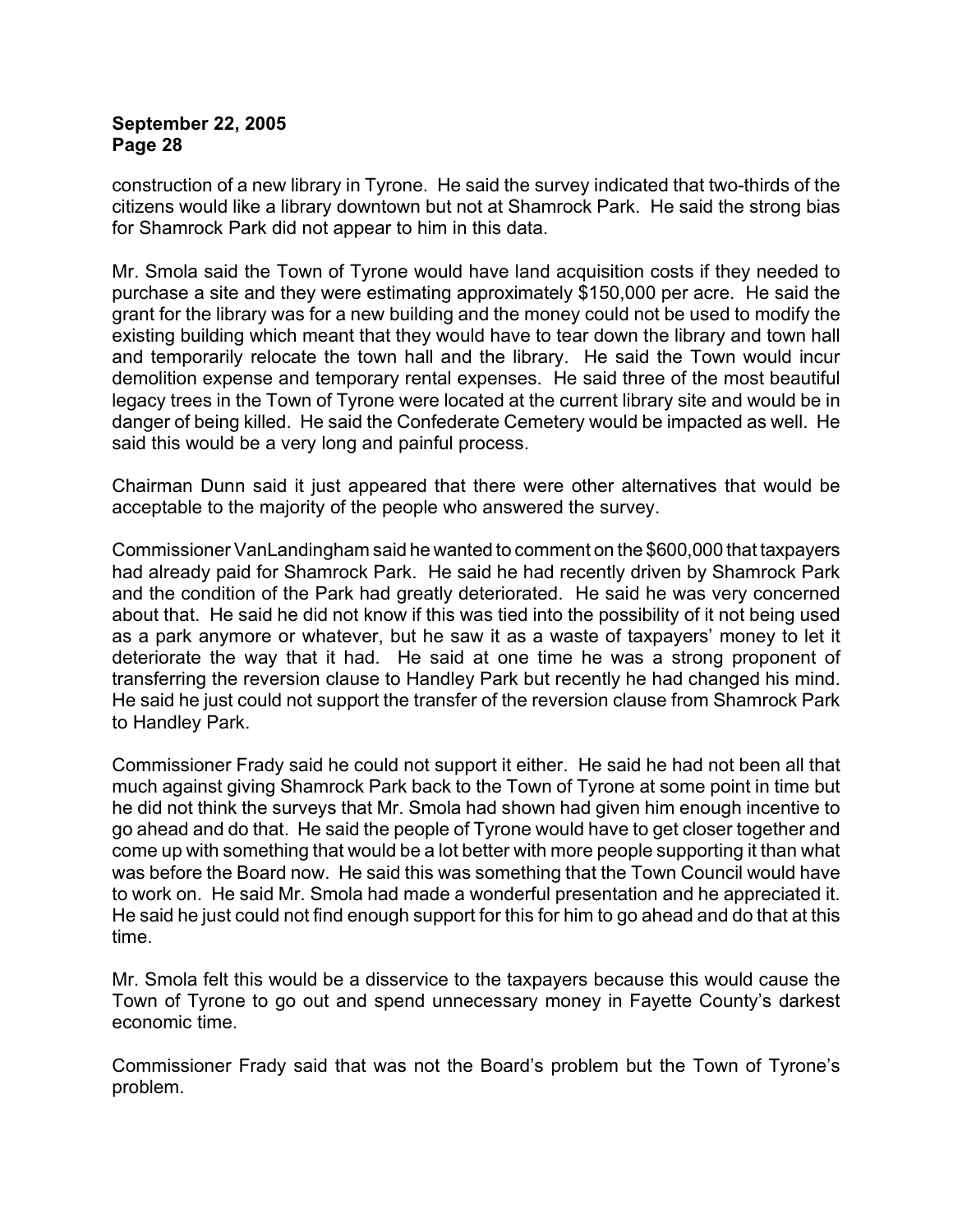construction of a new library in Tyrone. He said the survey indicated that two-thirds of the citizens would like a library downtown but not at Shamrock Park. He said the strong bias for Shamrock Park did not appear to him in this data.

Mr. Smola said the Town of Tyrone would have land acquisition costs if they needed to purchase a site and they were estimating approximately $150,000 per acre. He said the grant for the library was for a new building and the money could not be used to modify the existing building which meant that they would have to tear down the library and town hall and temporarily relocate the town hall and the library. He said the Town would incur demolition expense and temporary rental expenses. He said three of the most beautiful legacy trees in the Town of Tyrone were located at the current library site and would be in danger of being killed. He said the Confederate Cemetery would be impacted as well. He said this would be a very long and painful process.

Chairman Dunn said it just appeared that there were other alternatives that would be acceptable to the majority of the people who answered the survey.

Commissioner VanLandingham said he wanted to comment on the $600,000 that taxpayers had already paid for Shamrock Park. He said he had recently driven by Shamrock Park and the condition of the Park had greatly deteriorated. He said he was very concerned about that. He said he did not know if this was tied into the possibility of it not being used as a park anymore or whatever, but he saw it as a waste of taxpayers' money to let it deteriorate the way that it had. He said at one time he was a strong proponent of transferring the reversion clause to Handley Park but recently he had changed his mind. He said he just could not support the transfer of the reversion clause from Shamrock Park to Handley Park.

Commissioner Frady said he could not support it either. He said he had not been all that much against giving Shamrock Park back to the Town of Tyrone at some point in time but he did not think the surveys that Mr. Smola had shown had given him enough incentive to go ahead and do that. He said the people of Tyrone would have to get closer together and come up with something that would be a lot better with more people supporting it than what was before the Board now. He said this was something that the Town Council would have to work on. He said Mr. Smola had made a wonderful presentation and he appreciated it. He said he just could not find enough support for this for him to go ahead and do that at this time.

Mr. Smola felt this would be a disservice to the taxpayers because this would cause the Town of Tyrone to go out and spend unnecessary money in Fayette County's darkest economic time.

Commissioner Frady said that was not the Board's problem but the Town of Tyrone's problem.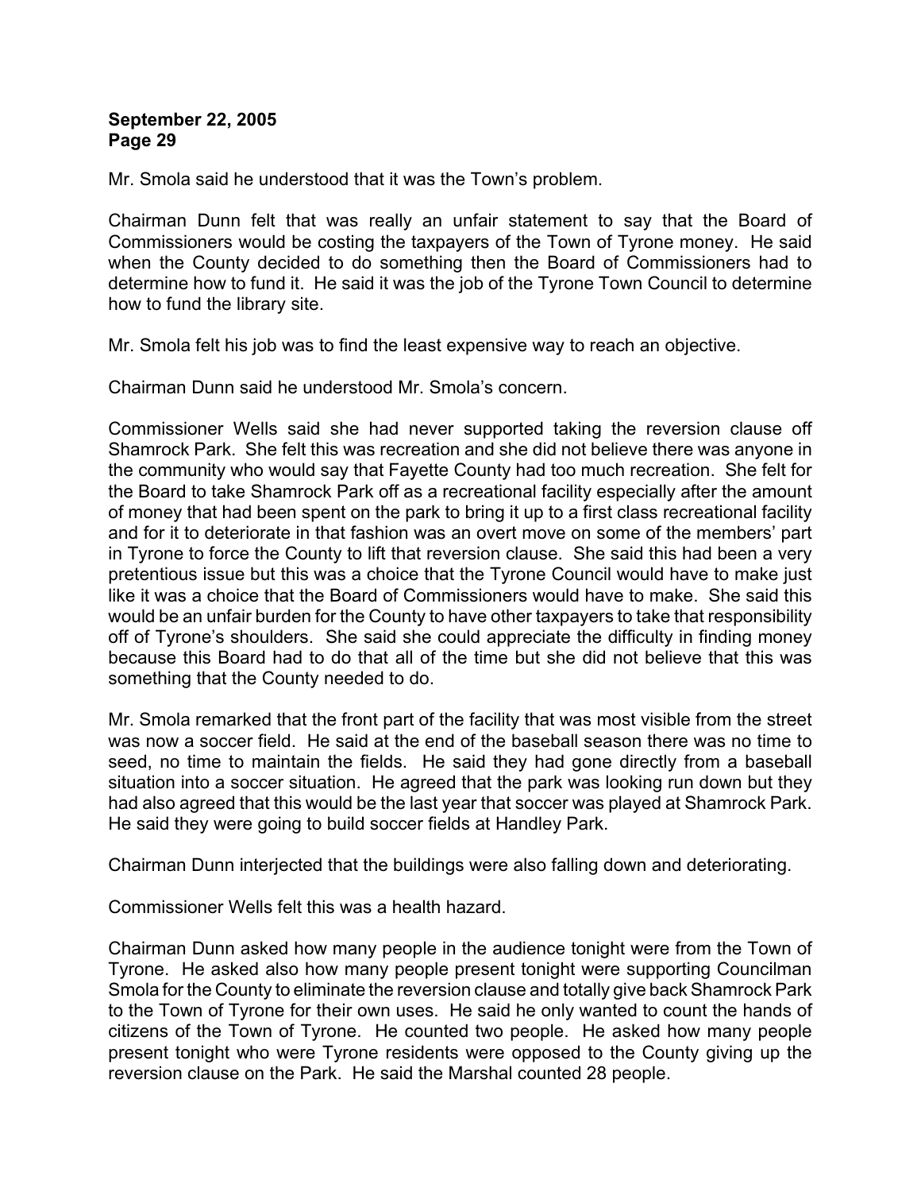Mr. Smola said he understood that it was the Town's problem.

Chairman Dunn felt that was really an unfair statement to say that the Board of Commissioners would be costing the taxpayers of the Town of Tyrone money. He said when the County decided to do something then the Board of Commissioners had to determine how to fund it. He said it was the job of the Tyrone Town Council to determine how to fund the library site.

Mr. Smola felt his job was to find the least expensive way to reach an objective.

Chairman Dunn said he understood Mr. Smola's concern.

Commissioner Wells said she had never supported taking the reversion clause off Shamrock Park. She felt this was recreation and she did not believe there was anyone in the community who would say that Fayette County had too much recreation. She felt for the Board to take Shamrock Park off as a recreational facility especially after the amount of money that had been spent on the park to bring it up to a first class recreational facility and for it to deteriorate in that fashion was an overt move on some of the members' part in Tyrone to force the County to lift that reversion clause. She said this had been a very pretentious issue but this was a choice that the Tyrone Council would have to make just like it was a choice that the Board of Commissioners would have to make. She said this would be an unfair burden for the County to have other taxpayers to take that responsibility off of Tyrone's shoulders. She said she could appreciate the difficulty in finding money because this Board had to do that all of the time but she did not believe that this was something that the County needed to do.

Mr. Smola remarked that the front part of the facility that was most visible from the street was now a soccer field. He said at the end of the baseball season there was no time to seed, no time to maintain the fields. He said they had gone directly from a baseball situation into a soccer situation. He agreed that the park was looking run down but they had also agreed that this would be the last year that soccer was played at Shamrock Park. He said they were going to build soccer fields at Handley Park.

Chairman Dunn interjected that the buildings were also falling down and deteriorating.

Commissioner Wells felt this was a health hazard.

Chairman Dunn asked how many people in the audience tonight were from the Town of Tyrone. He asked also how many people present tonight were supporting Councilman Smola for the County to eliminate the reversion clause and totally give back Shamrock Park to the Town of Tyrone for their own uses. He said he only wanted to count the hands of citizens of the Town of Tyrone. He counted two people. He asked how many people present tonight who were Tyrone residents were opposed to the County giving up the reversion clause on the Park. He said the Marshal counted 28 people.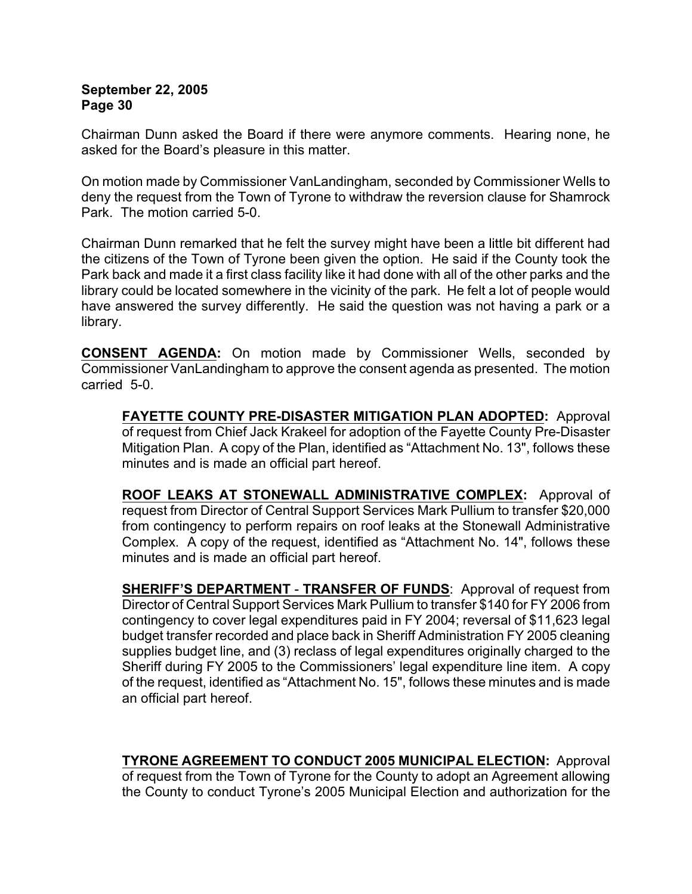Chairman Dunn asked the Board if there were anymore comments. Hearing none, he asked for the Board's pleasure in this matter.

On motion made by Commissioner VanLandingham, seconded by Commissioner Wells to deny the request from the Town of Tyrone to withdraw the reversion clause for Shamrock Park. The motion carried 5-0.

Chairman Dunn remarked that he felt the survey might have been a little bit different had the citizens of the Town of Tyrone been given the option. He said if the County took the Park back and made it a first class facility like it had done with all of the other parks and the library could be located somewhere in the vicinity of the park. He felt a lot of people would have answered the survey differently. He said the question was not having a park or a library.

**<u>CONSENT AGENDA</u>:** On motion made by Commissioner Wells, seconded by Commissioner VanLandingham to approve the consent agenda as presented. The motion carried 5-0.

**<u>FAYETTE COUNTY PRE-DISASTER MITIGATION PLAN ADOPTED</u>:** Approval of request from Chief Jack Krakeel for adoption of the Fayette County Pre-Disaster Mitigation Plan. A copy of the Plan, identified as "Attachment No. 13", follows these minutes and is made an official part hereof.

**<u>ROOF LEAKS AT STONEWALL ADMINISTRATIVE COMPLEX</u>:** Approval of request from Director of Central Support Services Mark Pullium to transfer $20,000 from contingency to perform repairs on roof leaks at the Stonewall Administrative Complex. A copy of the request, identified as "Attachment No. 14", follows these minutes and is made an official part hereof.

**<u>SHERIFF'S DEPARTMENT - TRANSFER OF FUNDS</u>:** Approval of request from Director of Central Support Services Mark Pullium to transfer $140 for FY 2006 from contingency to cover legal expenditures paid in FY 2004; reversal of $11,623 legal budget transfer recorded and place back in Sheriff Administration FY 2005 cleaning supplies budget line, and (3) reclass of legal expenditures originally charged to the Sheriff during FY 2005 to the Commissioners' legal expenditure line item. A copy of the request, identified as "Attachment No. 15", follows these minutes and is made an official part hereof.

**<u>TYRONE AGREEMENT TO CONDUCT 2005 MUNICIPAL ELECTION</u>:** Approval of request from the Town of Tyrone for the County to adopt an Agreement allowing the County to conduct Tyrone's 2005 Municipal Election and authorization for the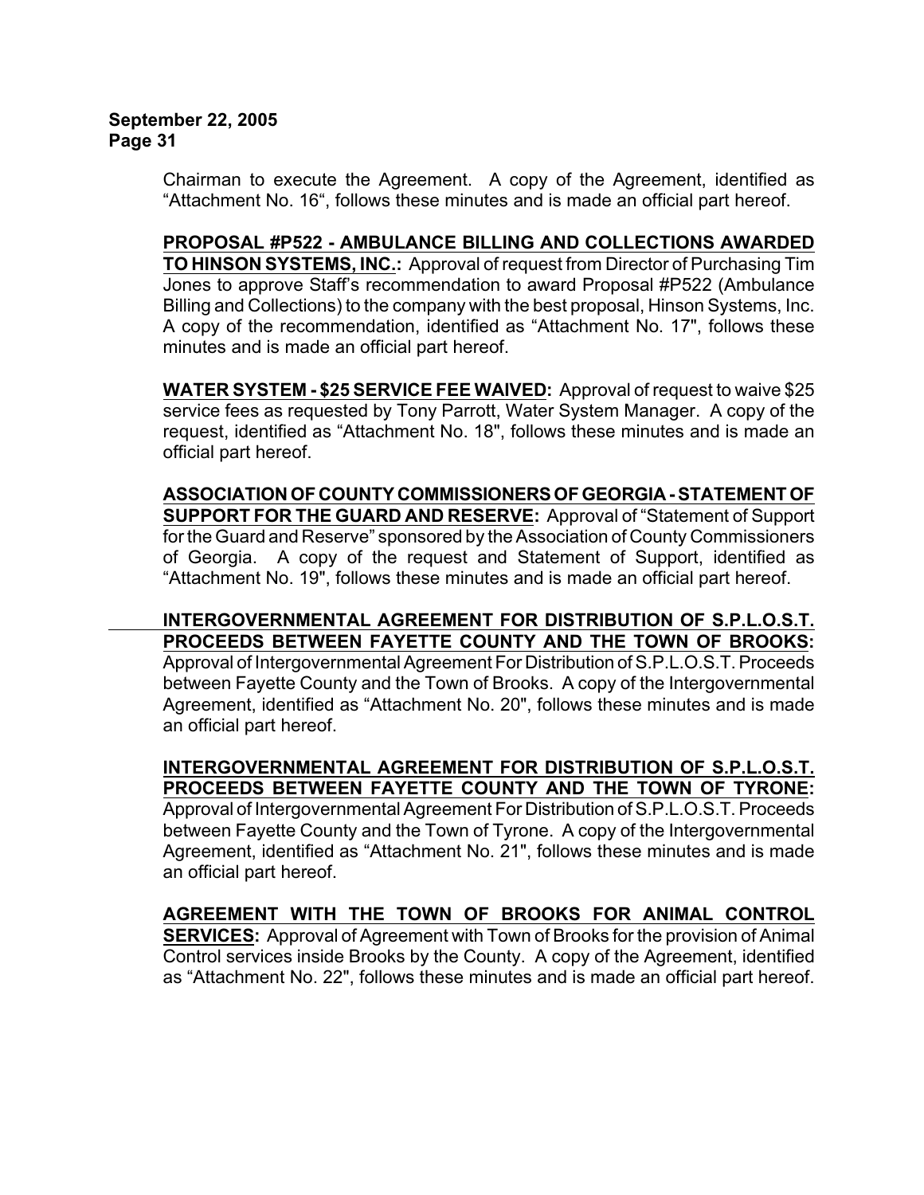Chairman to execute the Agreement. A copy of the Agreement, identified as "Attachment No. 16", follows these minutes and is made an official part hereof.

**PROPOSAL #P522 - AMBULANCE BILLING AND COLLECTIONS AWARDED TO HINSON SYSTEMS, INC.:** Approval of request from Director of Purchasing Tim Jones to approve Staff's recommendation to award Proposal #P522 (Ambulance Billing and Collections) to the company with the best proposal, Hinson Systems, Inc. A copy of the recommendation, identified as "Attachment No. 17", follows these minutes and is made an official part hereof.

**WATER SYSTEM - $25 SERVICE FEE WAIVED:** Approval of request to waive $25 service fees as requested by Tony Parrott, Water System Manager. A copy of the request, identified as "Attachment No. 18", follows these minutes and is made an official part hereof.

**ASSOCIATION OF COUNTY COMMISSIONERS OF GEORGIA - STATEMENT OF SUPPORT FOR THE GUARD AND RESERVE:** Approval of "Statement of Support for the Guard and Reserve" sponsored by the Association of County Commissioners of Georgia. A copy of the request and Statement of Support, identified as "Attachment No. 19", follows these minutes and is made an official part hereof.

**INTERGOVERNMENTAL AGREEMENT FOR DISTRIBUTION OF S.P.L.O.S.T. PROCEEDS BETWEEN FAYETTE COUNTY AND THE TOWN OF BROOKS:** Approval of Intergovernmental Agreement For Distribution of S.P.L.O.S.T. Proceeds between Fayette County and the Town of Brooks. A copy of the Intergovernmental Agreement, identified as "Attachment No. 20", follows these minutes and is made an official part hereof.

**INTERGOVERNMENTAL AGREEMENT FOR DISTRIBUTION OF S.P.L.O.S.T. PROCEEDS BETWEEN FAYETTE COUNTY AND THE TOWN OF TYRONE:** Approval of Intergovernmental Agreement For Distribution of S.P.L.O.S.T. Proceeds between Fayette County and the Town of Tyrone. A copy of the Intergovernmental Agreement, identified as "Attachment No. 21", follows these minutes and is made an official part hereof.

**AGREEMENT WITH THE TOWN OF BROOKS FOR ANIMAL CONTROL SERVICES:** Approval of Agreement with Town of Brooks for the provision of Animal Control services inside Brooks by the County. A copy of the Agreement, identified as "Attachment No. 22", follows these minutes and is made an official part hereof.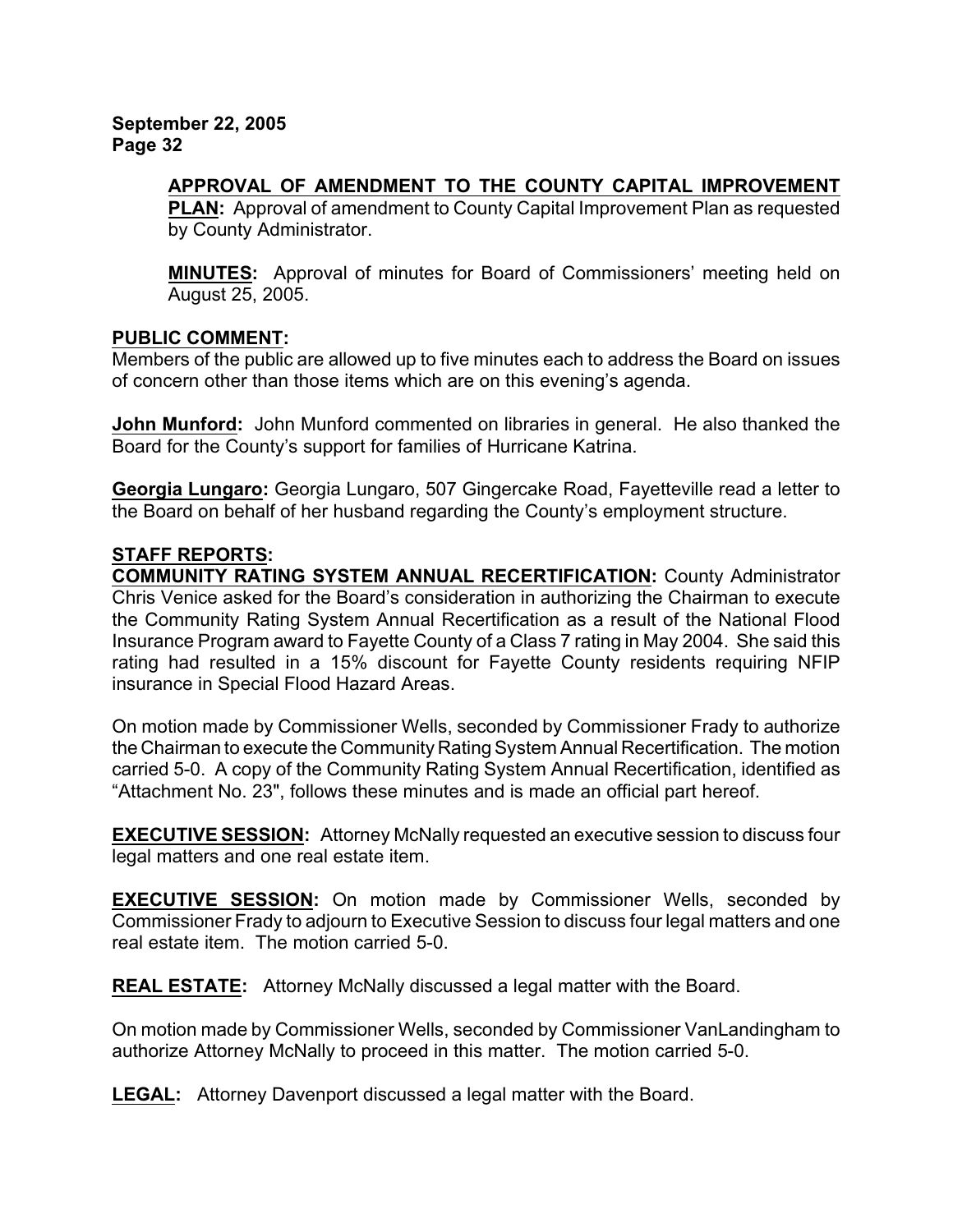**APPROVAL OF AMENDMENT TO THE COUNTY CAPITAL IMPROVEMENT PLAN:** Approval of amendment to County Capital Improvement Plan as requested by County Administrator.

**MINUTES:** Approval of minutes for Board of Commissioners' meeting held on August 25, 2005.

**PUBLIC COMMENT:**
Members of the public are allowed up to five minutes each to address the Board on issues of concern other than those items which are on this evening's agenda.

**John Munford:** John Munford commented on libraries in general. He also thanked the Board for the County's support for families of Hurricane Katrina.

**Georgia Lungaro:** Georgia Lungaro, 507 Gingercake Road, Fayetteville read a letter to the Board on behalf of her husband regarding the County's employment structure.

**STAFF REPORTS:**
**COMMUNITY RATING SYSTEM ANNUAL RECERTIFICATION:** County Administrator Chris Venice asked for the Board's consideration in authorizing the Chairman to execute the Community Rating System Annual Recertification as a result of the National Flood Insurance Program award to Fayette County of a Class 7 rating in May 2004. She said this rating had resulted in a 15% discount for Fayette County residents requiring NFIP insurance in Special Flood Hazard Areas.

On motion made by Commissioner Wells, seconded by Commissioner Frady to authorize the Chairman to execute the Community Rating System Annual Recertification. The motion carried 5-0. A copy of the Community Rating System Annual Recertification, identified as "Attachment No. 23", follows these minutes and is made an official part hereof.

**EXECUTIVE SESSION:** Attorney McNally requested an executive session to discuss four legal matters and one real estate item.

**EXECUTIVE SESSION:** On motion made by Commissioner Wells, seconded by Commissioner Frady to adjourn to Executive Session to discuss four legal matters and one real estate item. The motion carried 5-0.

**REAL ESTATE:** Attorney McNally discussed a legal matter with the Board.

On motion made by Commissioner Wells, seconded by Commissioner VanLandingham to authorize Attorney McNally to proceed in this matter. The motion carried 5-0.

**LEGAL:** Attorney Davenport discussed a legal matter with the Board.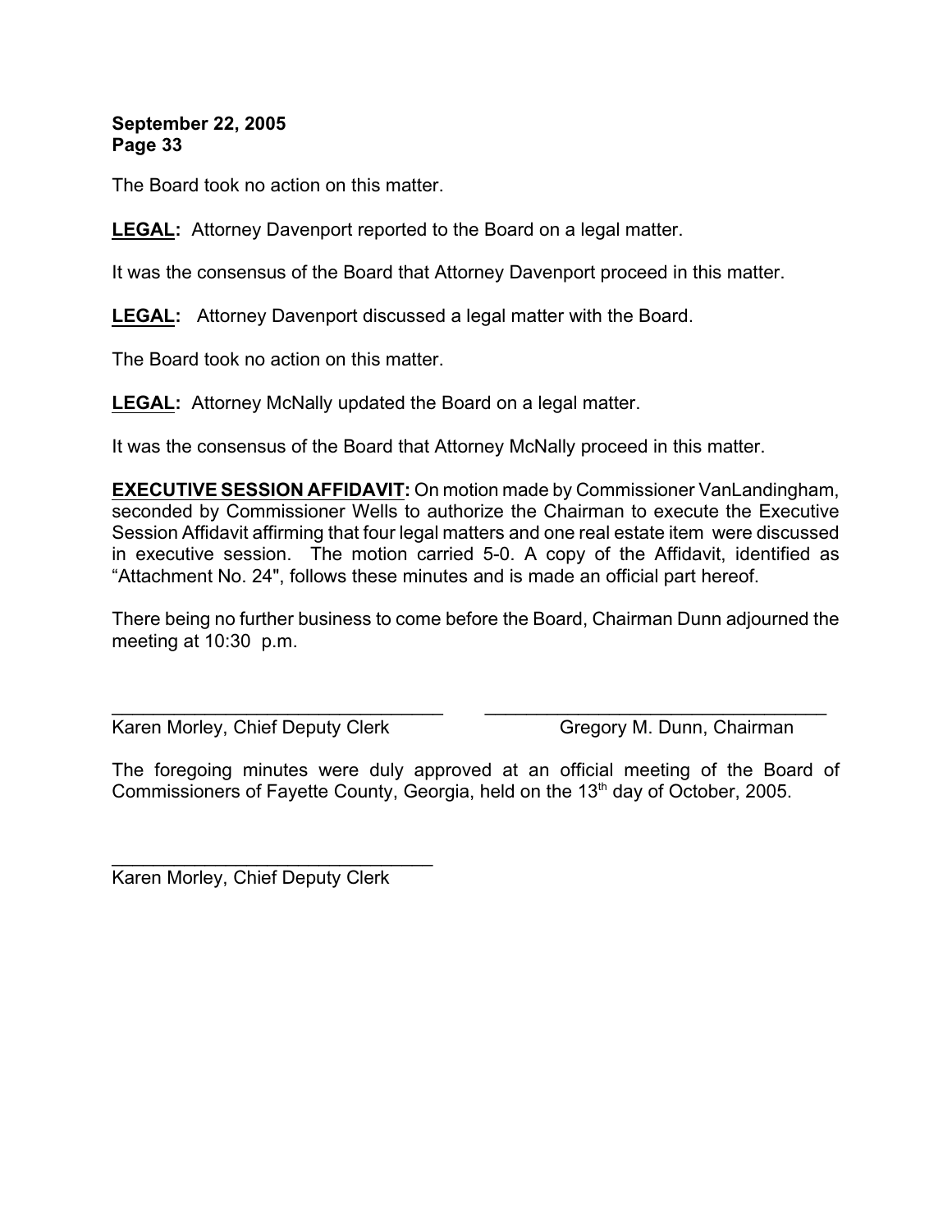The Board took no action on this matter.

**LEGAL:** Attorney Davenport reported to the Board on a legal matter.

It was the consensus of the Board that Attorney Davenport proceed in this matter.

**LEGAL:** Attorney Davenport discussed a legal matter with the Board.

The Board took no action on this matter.

**LEGAL:** Attorney McNally updated the Board on a legal matter.

It was the consensus of the Board that Attorney McNally proceed in this matter.

**EXECUTIVE SESSION AFFIDAVIT:** On motion made by Commissioner VanLandingham, seconded by Commissioner Wells to authorize the Chairman to execute the Executive Session Affidavit affirming that four legal matters and one real estate item were discussed in executive session. The motion carried 5-0. A copy of the Affidavit, identified as "Attachment No. 24", follows these minutes and is made an official part hereof.

There being no further business to come before the Board, Chairman Dunn adjourned the meeting at 10:30 p.m.

\_\_\_\_\_\_\_\_\_\_\_\_\_\_\_\_\_\_\_\_\_\_\_\_\_\_\_\_\_\_\_\_ \_\_\_\_\_\_\_\_\_\_\_\_\_\_\_\_\_\_\_\_\_\_\_\_\_\_\_\_\_\_\_\_

Karen Morley, Chief Deputy Clerk Gregory M. Dunn, Chairman

The foregoing minutes were duly approved at an official meeting of the Board of Commissioners of Fayette County, Georgia, held on the 13th day of October, 2005.

\_\_\_\_\_\_\_\_\_\_\_\_\_\_\_\_\_\_\_\_\_\_\_\_\_\_\_\_\_\_\_\_

Karen Morley, Chief Deputy Clerk